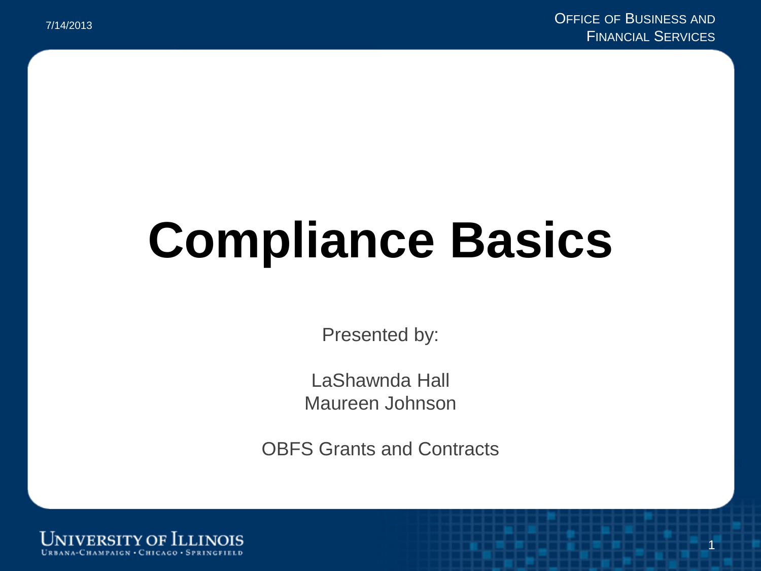# Compliance Basics

Presented by:

LaShawnda Hall
Maureen Johnson

OBFS Grants and Contracts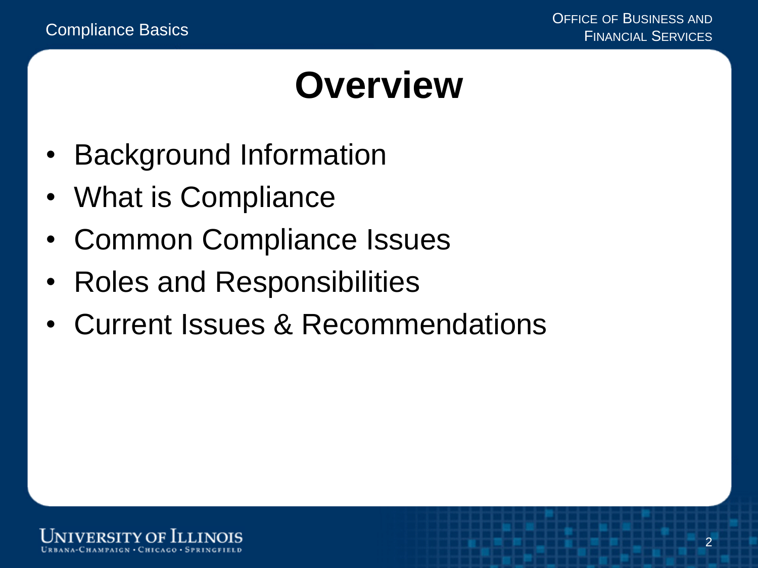# Overview

- Background Information
- What is Compliance
- Common Compliance Issues
- Roles and Responsibilities
- Current Issues & Recommendations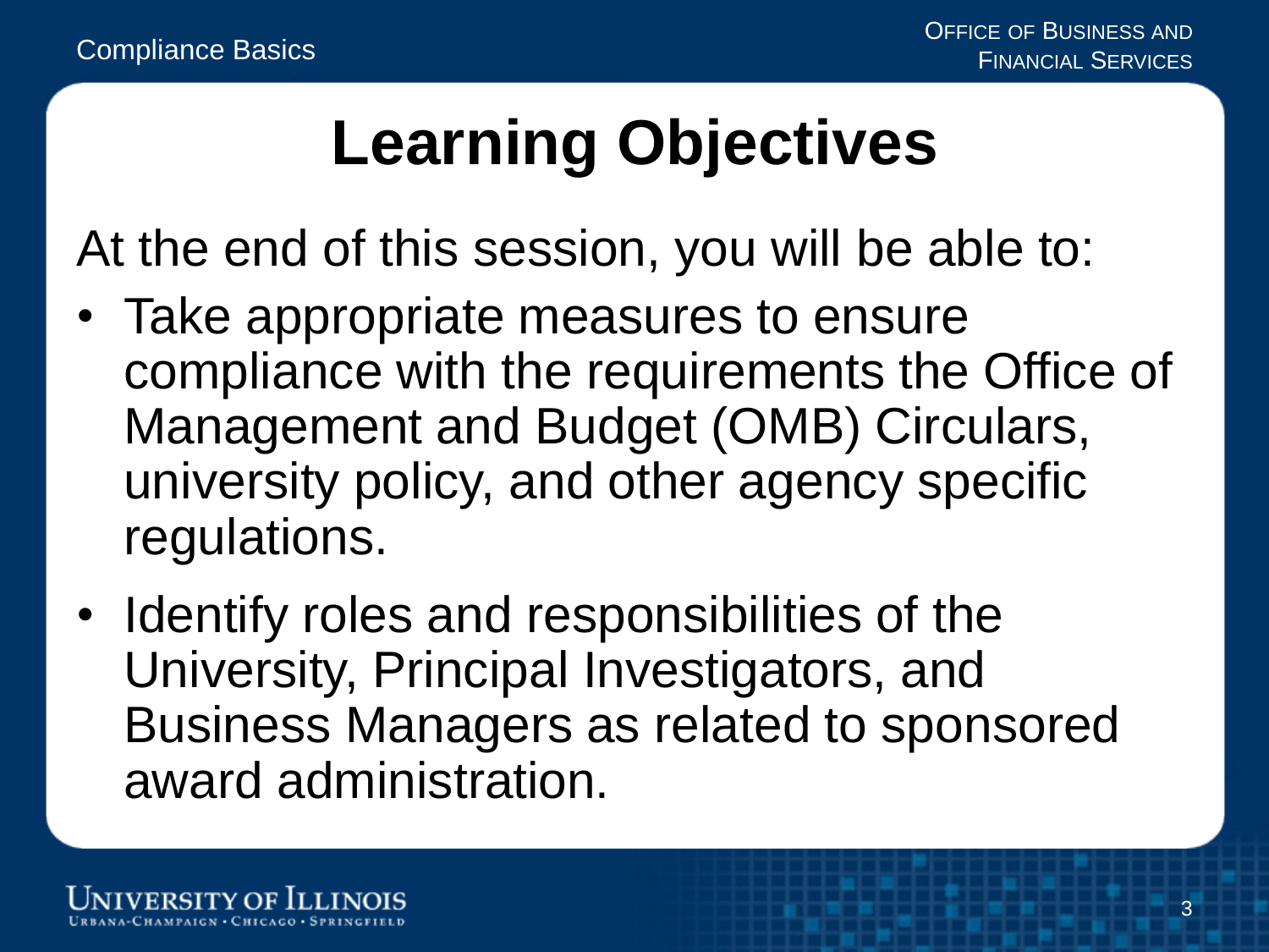# Learning Objectives

At the end of this session, you will be able to:

- Take appropriate measures to ensure compliance with the requirements the Office of Management and Budget (OMB) Circulars, university policy, and other agency specific regulations.
- Identify roles and responsibilities of the University, Principal Investigators, and Business Managers as related to sponsored award administration.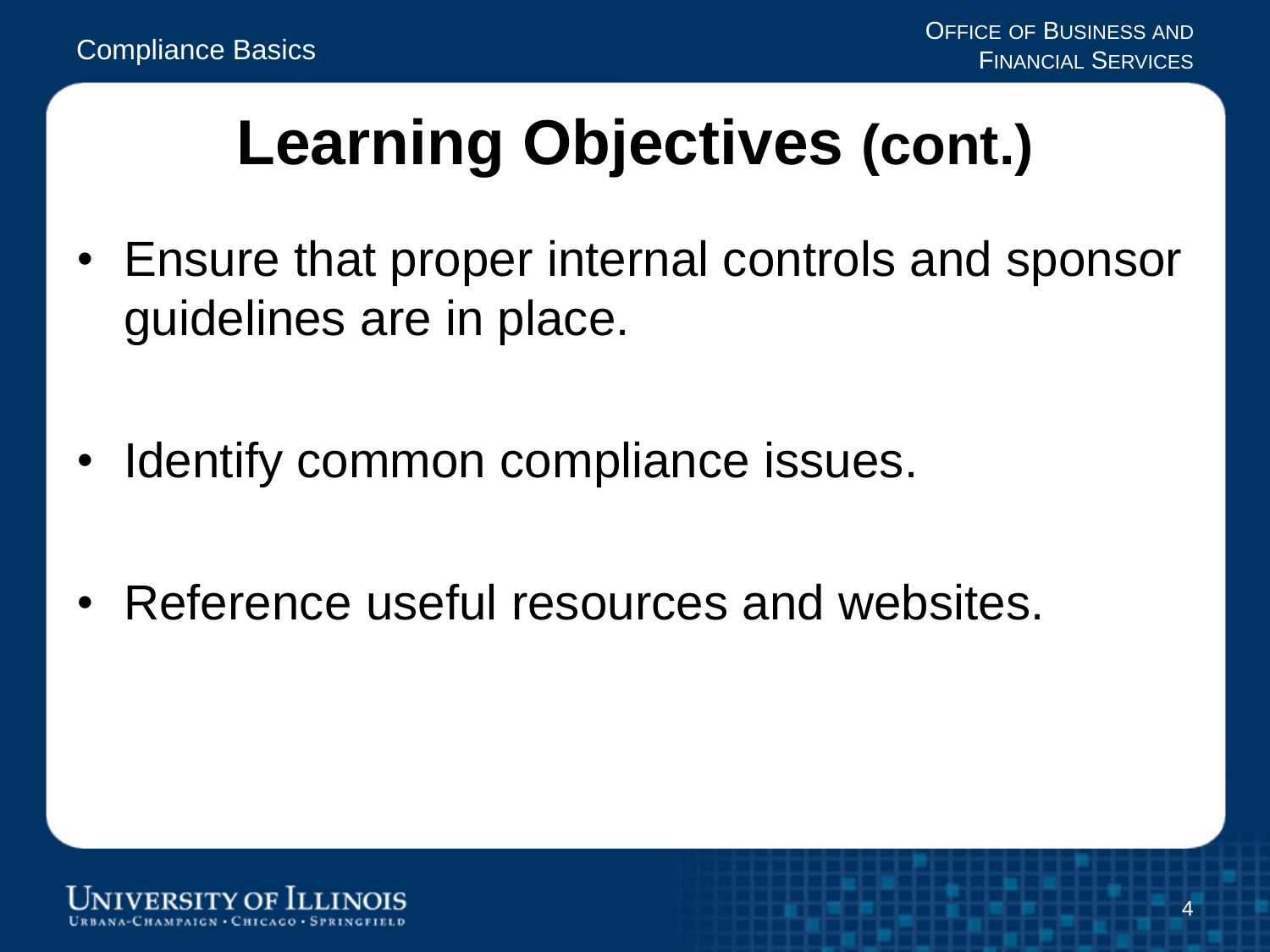# Learning Objectives (cont.)

- Ensure that proper internal controls and sponsor guidelines are in place.
- Identify common compliance issues.
- Reference useful resources and websites.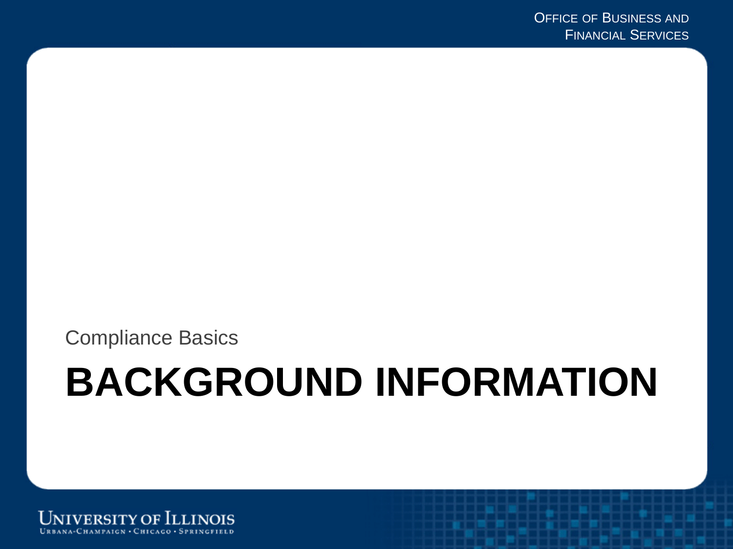Compliance Basics

# BACKGROUND INFORMATION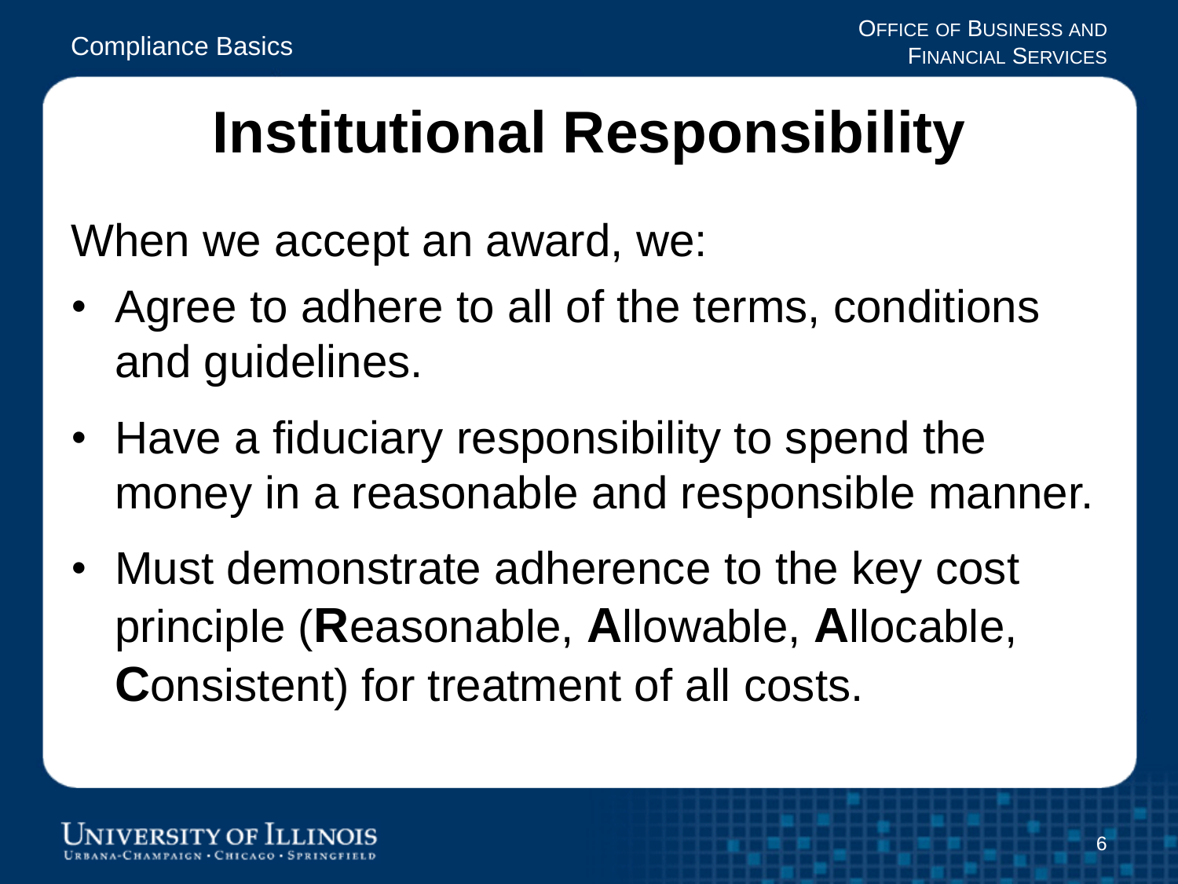# Institutional Responsibility

When we accept an award, we:

- Agree to adhere to all of the terms, conditions and guidelines.
- Have a fiduciary responsibility to spend the money in a reasonable and responsible manner.
- Must demonstrate adherence to the key cost principle (**R**easonable, **A**llowable, **A**llocable, **C**onsistent) for treatment of all costs.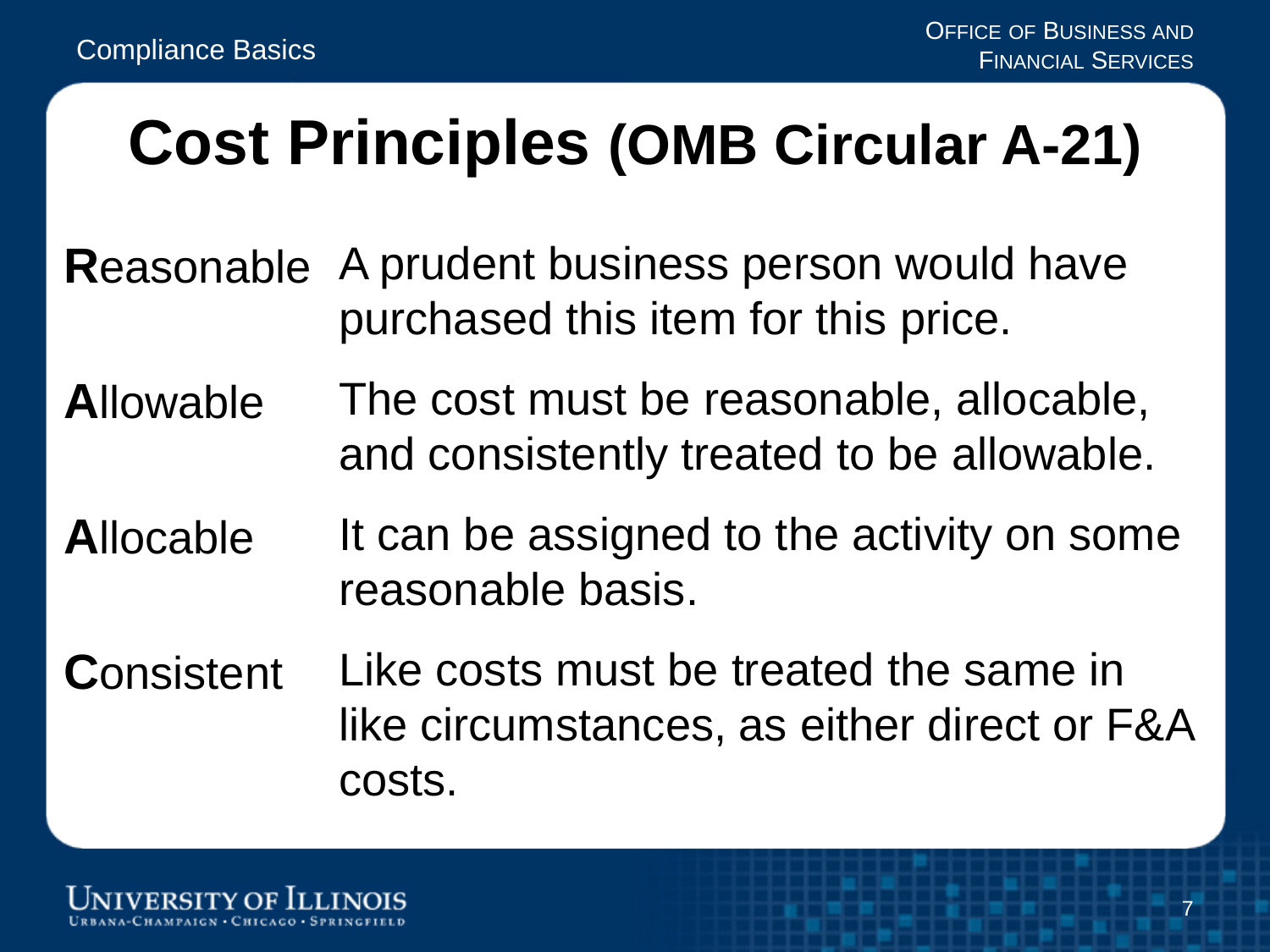# Cost Principles (OMB Circular A-21)

**R**easonable — A prudent business person would have purchased this item for this price.

**A**llowable — The cost must be reasonable, allocable, and consistently treated to be allowable.

**A**llocable — It can be assigned to the activity on some reasonable basis.

**C**onsistent — Like costs must be treated the same in like circumstances, as either direct or F&A costs.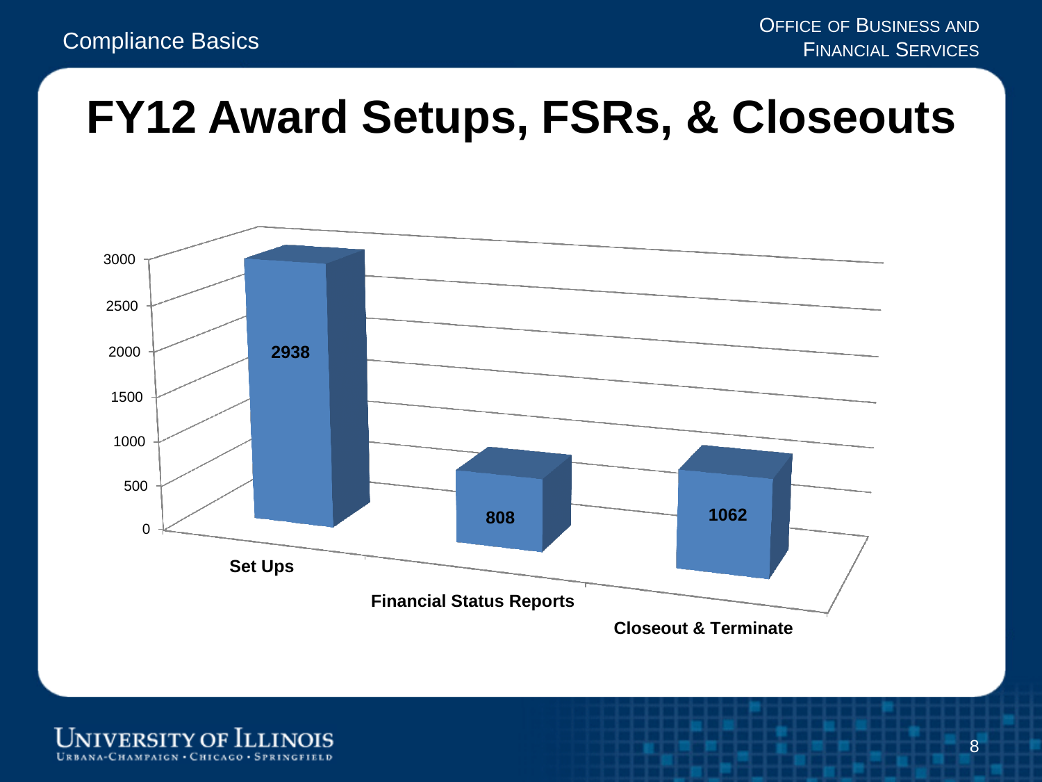# FY12 Award Setups, FSRs, & Closeouts

| Category | Count |
| --- | --- |
| Set Ups | 2938 |
| Financial Status Reports | 808 |
| Closeout & Terminate | 1062 |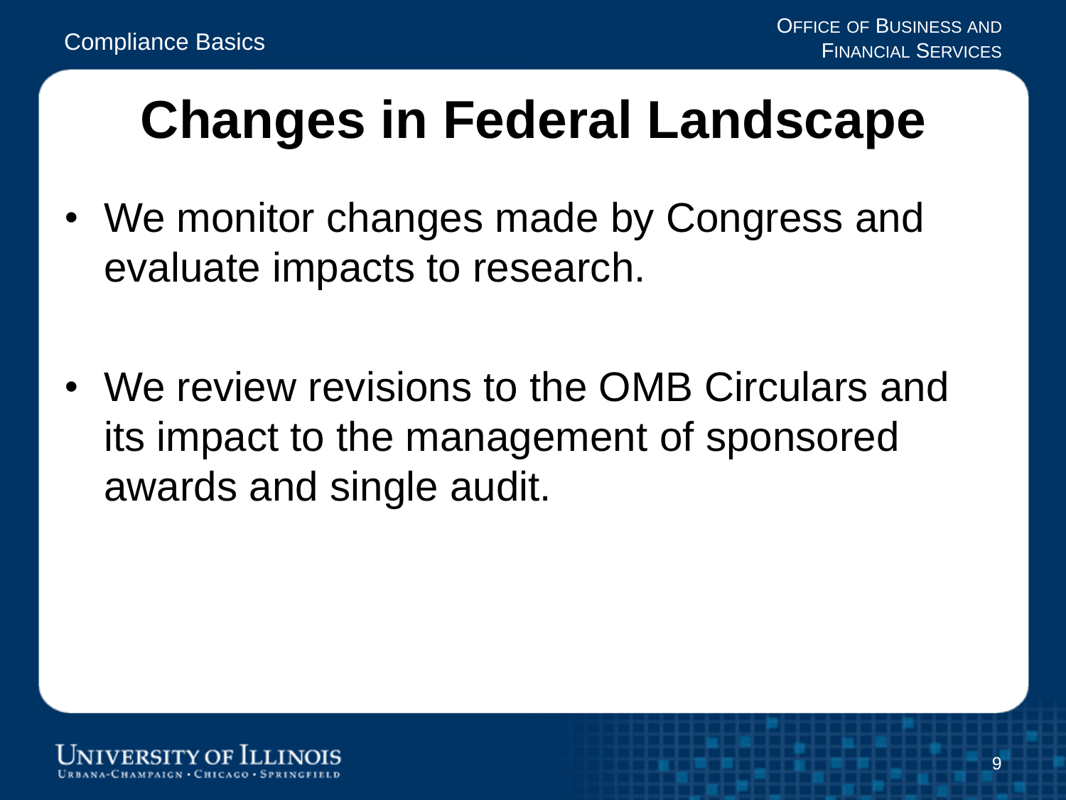# Changes in Federal Landscape

- We monitor changes made by Congress and evaluate impacts to research.

- We review revisions to the OMB Circulars and its impact to the management of sponsored awards and single audit.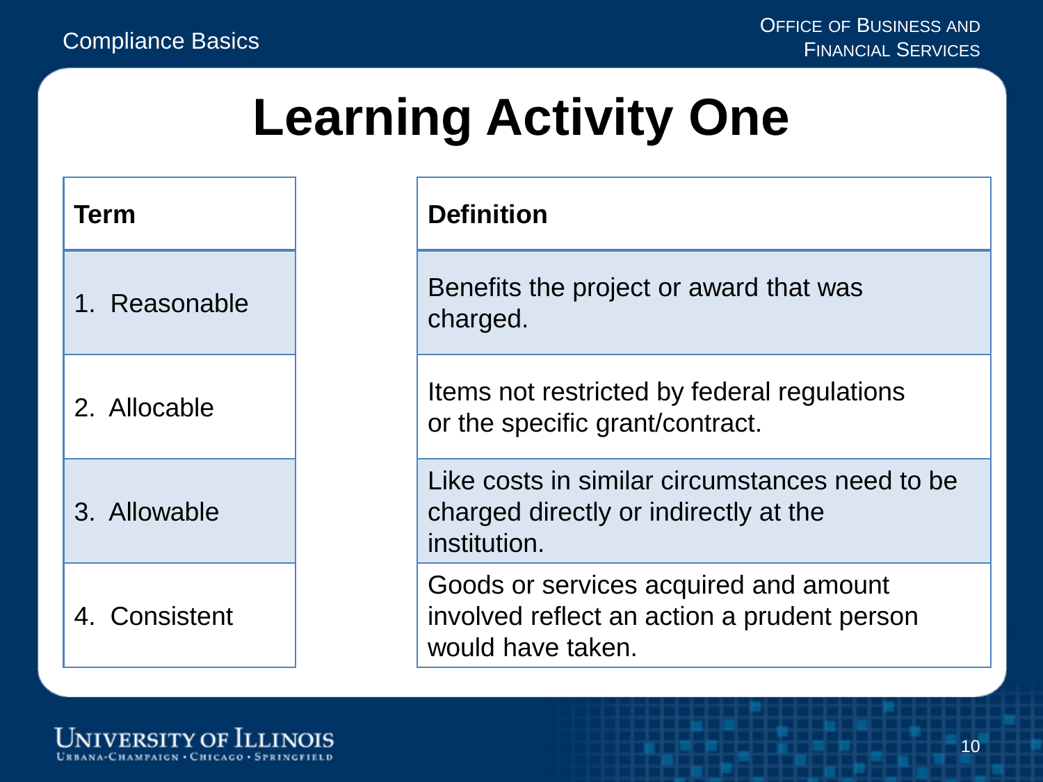# Learning Activity One

| Term |
|---|
| 1. Reasonable |
| 2. Allocable |
| 3. Allowable |
| 4. Consistent |

| Definition |
|---|
| Benefits the project or award that was charged. |
| Items not restricted by federal regulations or the specific grant/contract. |
| Like costs in similar circumstances need to be charged directly or indirectly at the institution. |
| Goods or services acquired and amount involved reflect an action a prudent person would have taken. |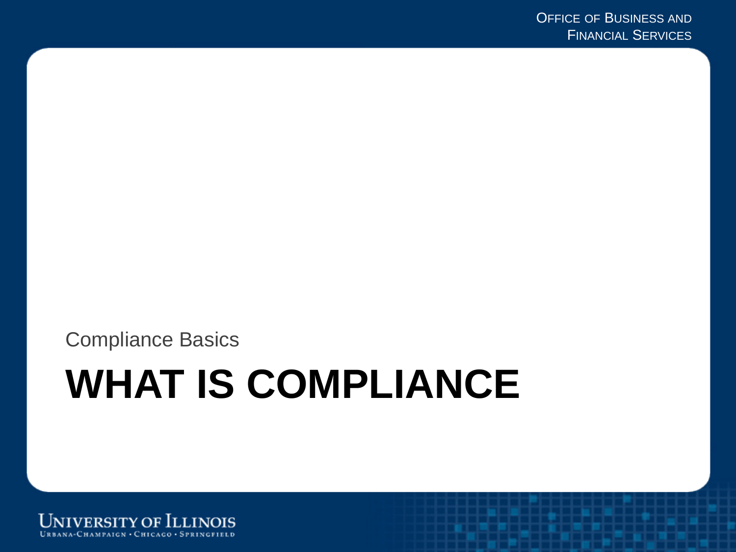Compliance Basics

# WHAT IS COMPLIANCE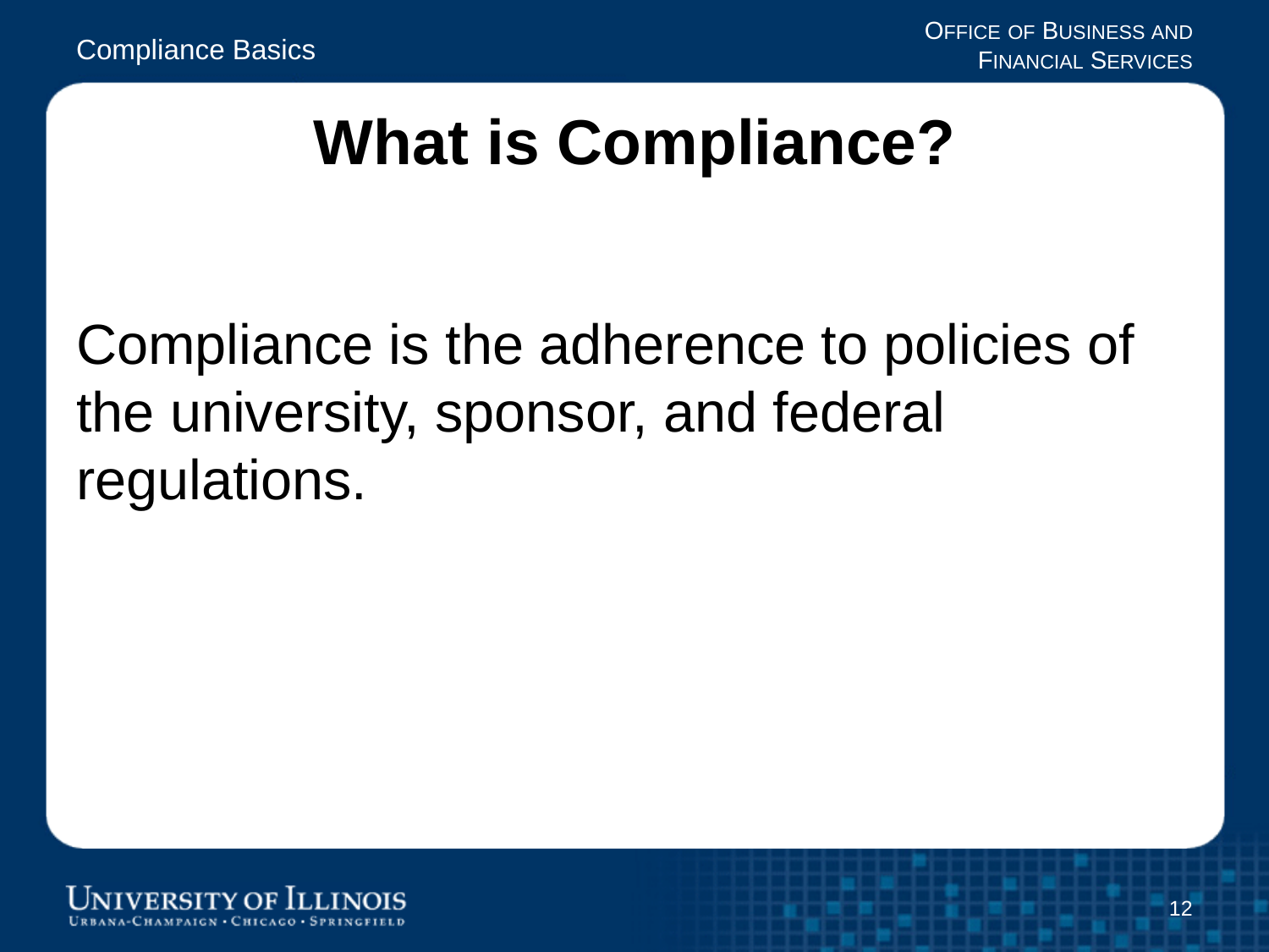# What is Compliance?

Compliance is the adherence to policies of the university, sponsor, and federal regulations.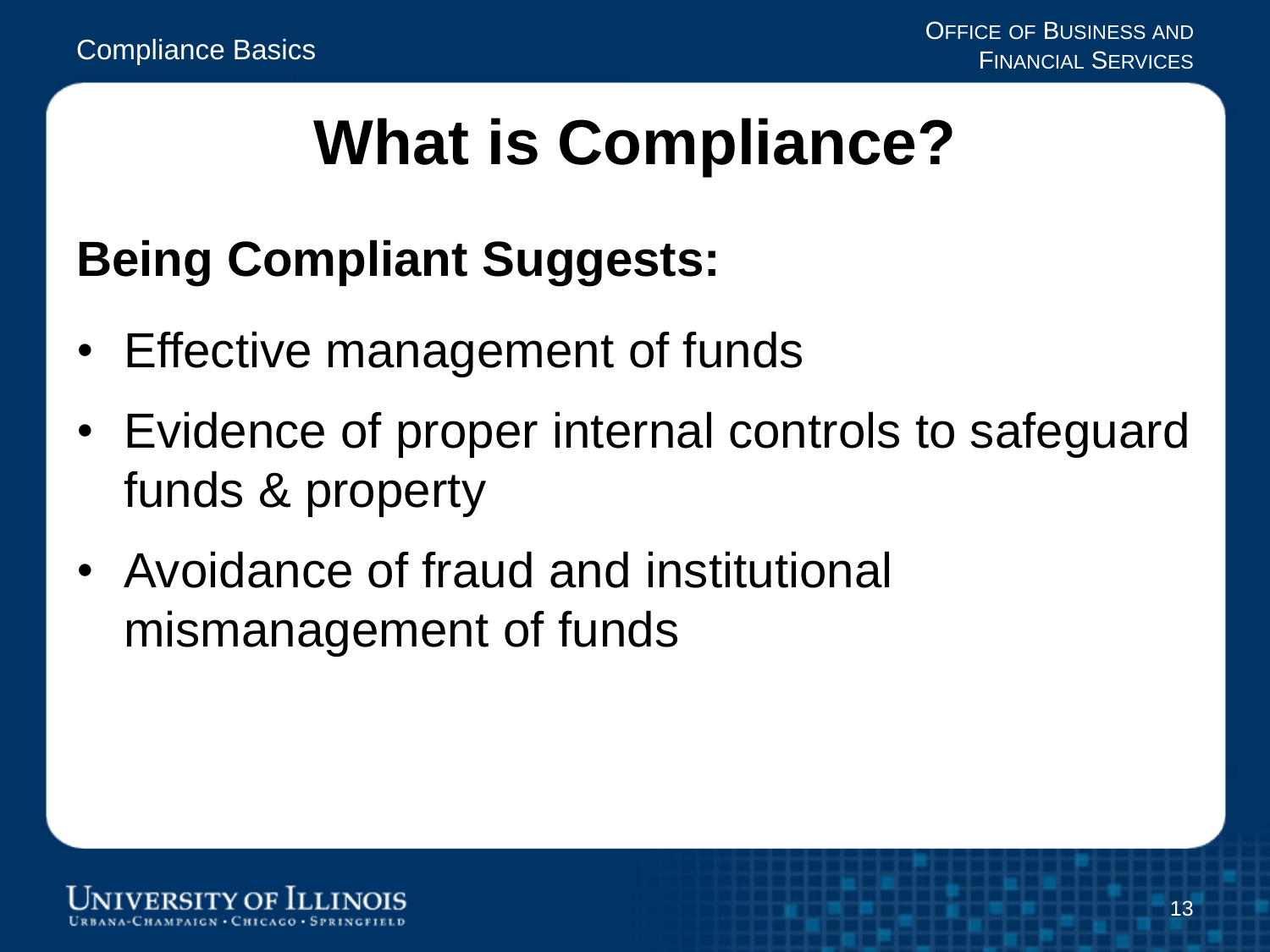# What is Compliance?

## Being Compliant Suggests:

- Effective management of funds
- Evidence of proper internal controls to safeguard funds & property
- Avoidance of fraud and institutional mismanagement of funds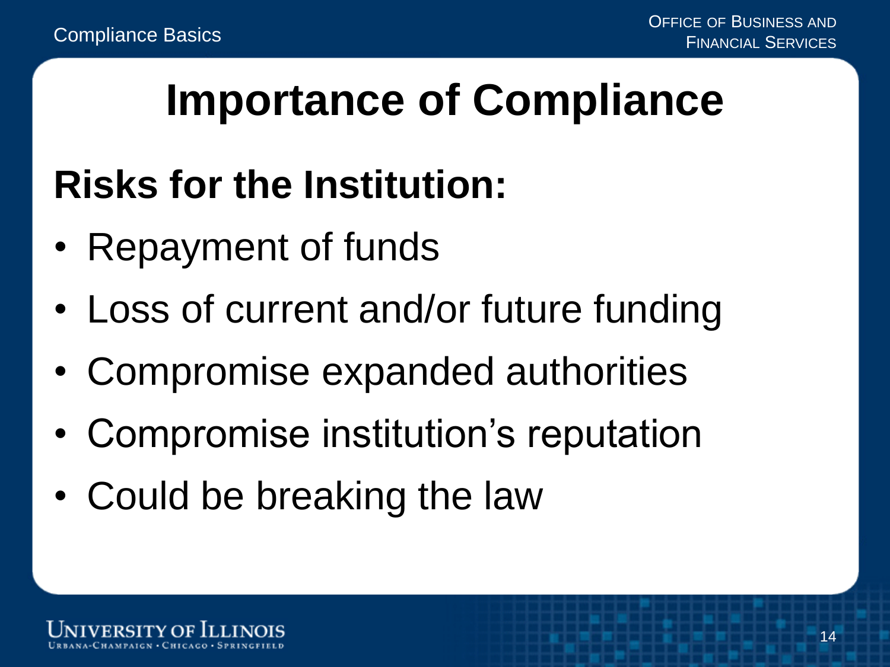# Importance of Compliance

## Risks for the Institution:

- Repayment of funds
- Loss of current and/or future funding
- Compromise expanded authorities
- Compromise institution's reputation
- Could be breaking the law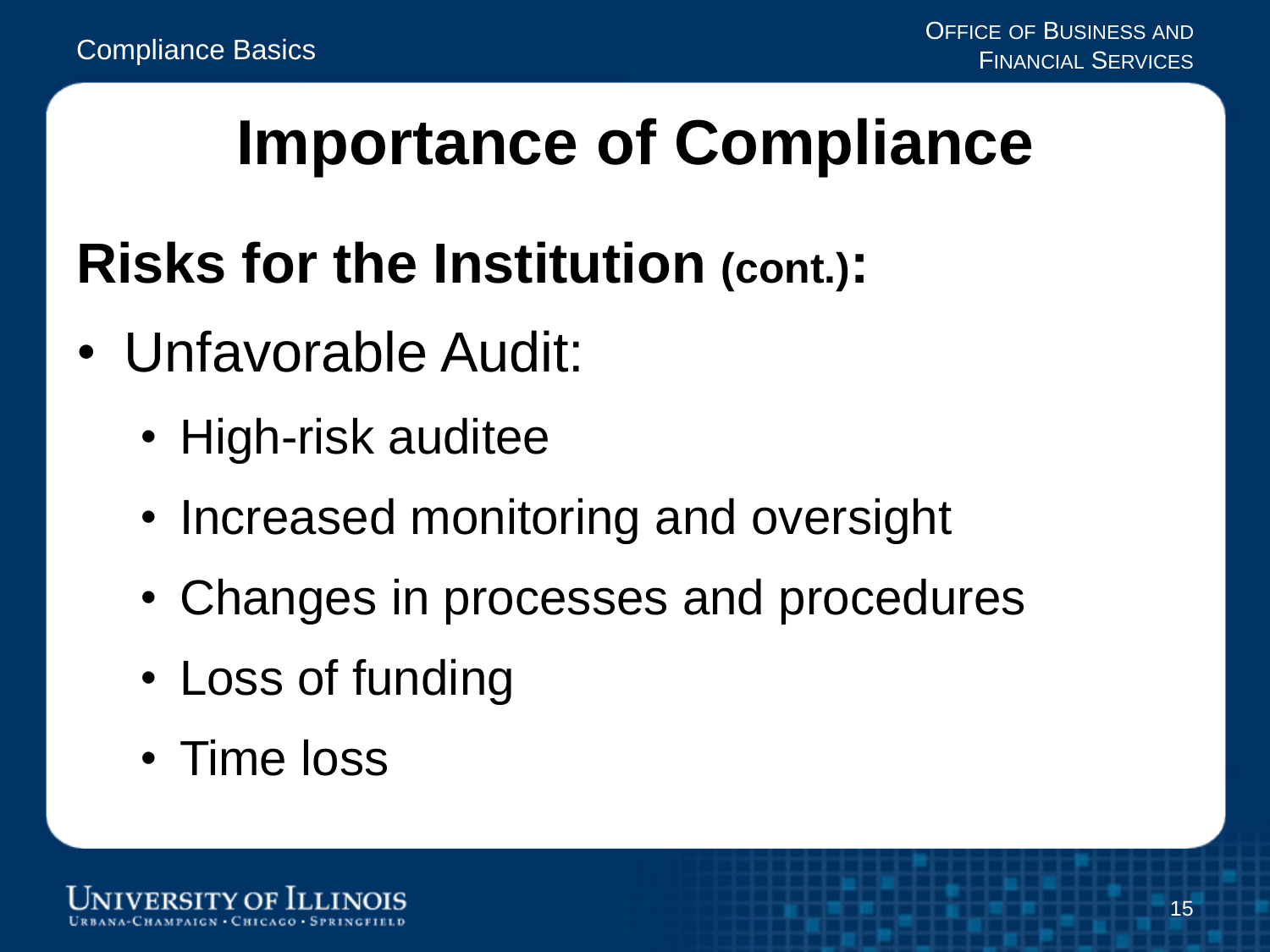# Importance of Compliance

## Risks for the Institution (cont.):

- Unfavorable Audit:
  - High-risk auditee
  - Increased monitoring and oversight
  - Changes in processes and procedures
  - Loss of funding
  - Time loss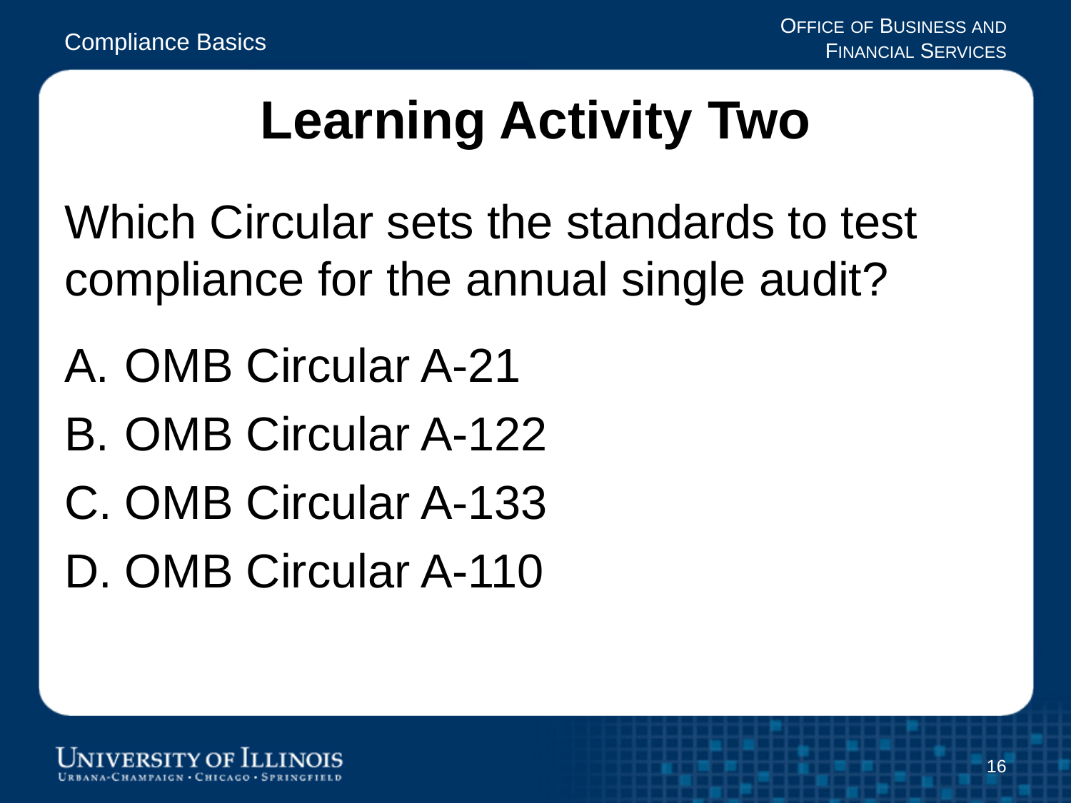# Learning Activity Two

Which Circular sets the standards to test compliance for the annual single audit?

A. OMB Circular A-21

B. OMB Circular A-122

C. OMB Circular A-133

D. OMB Circular A-110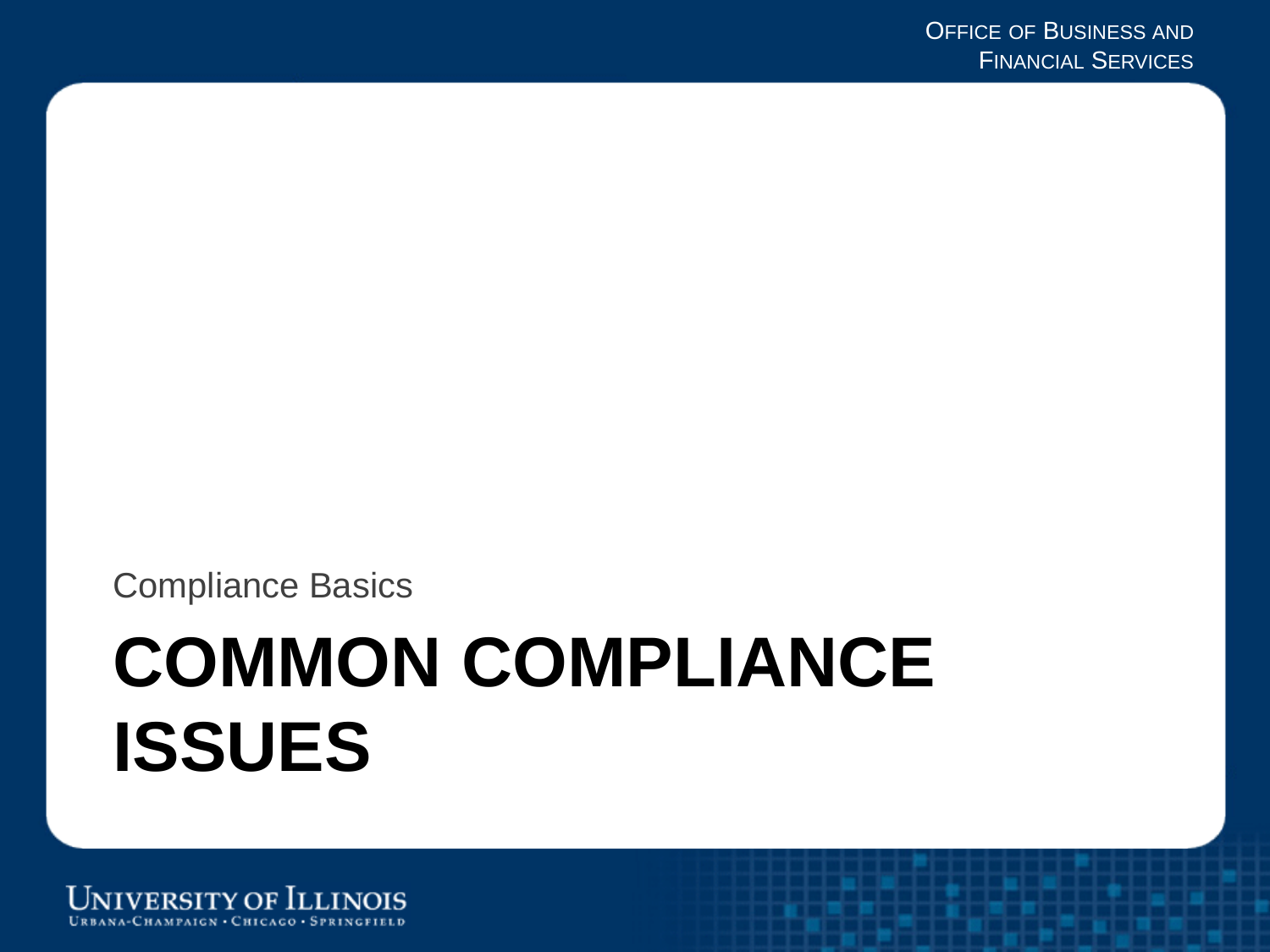Compliance Basics

# COMMON COMPLIANCE ISSUES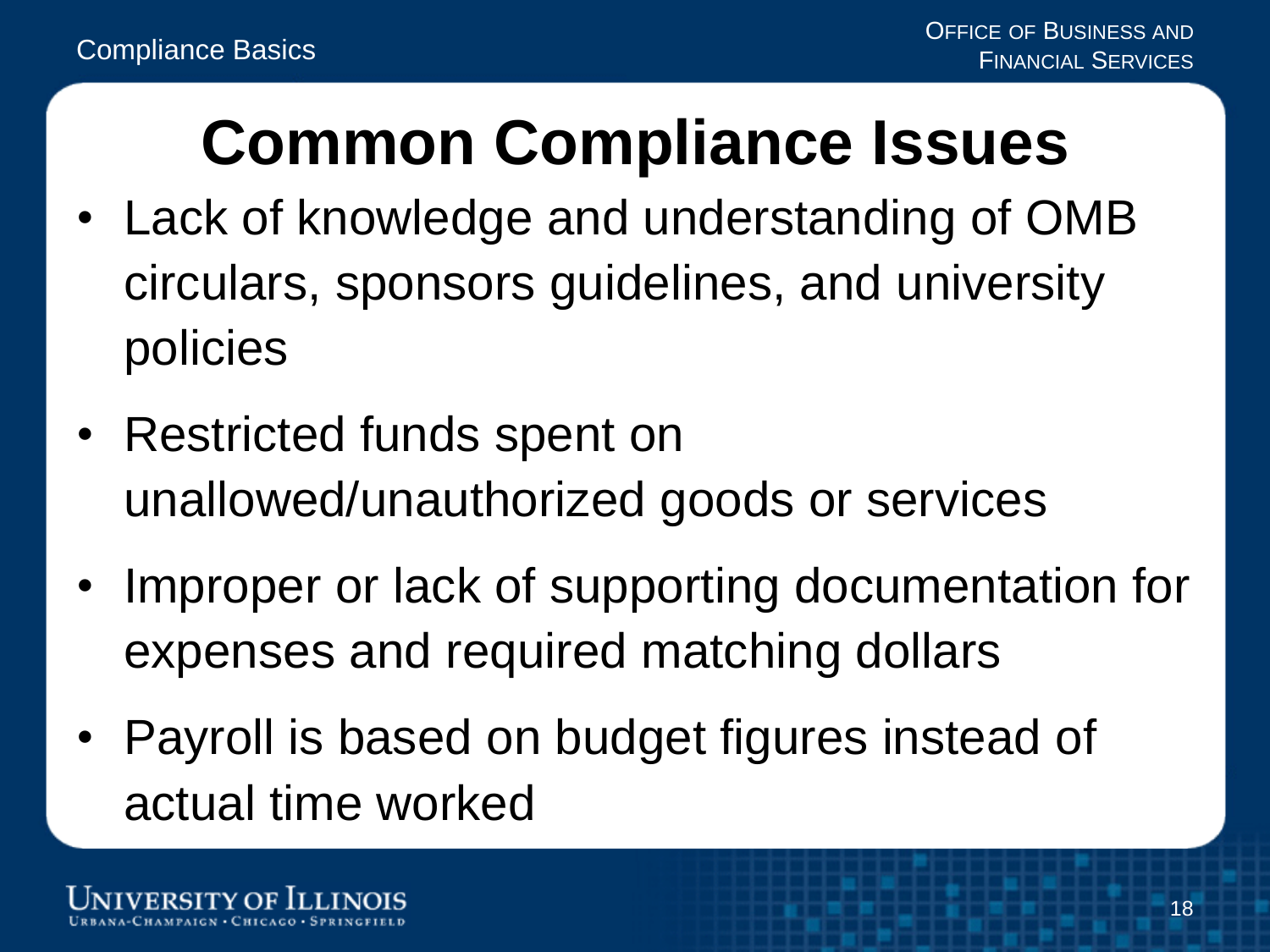# Common Compliance Issues

- Lack of knowledge and understanding of OMB circulars, sponsors guidelines, and university policies
- Restricted funds spent on unallowed/unauthorized goods or services
- Improper or lack of supporting documentation for expenses and required matching dollars
- Payroll is based on budget figures instead of actual time worked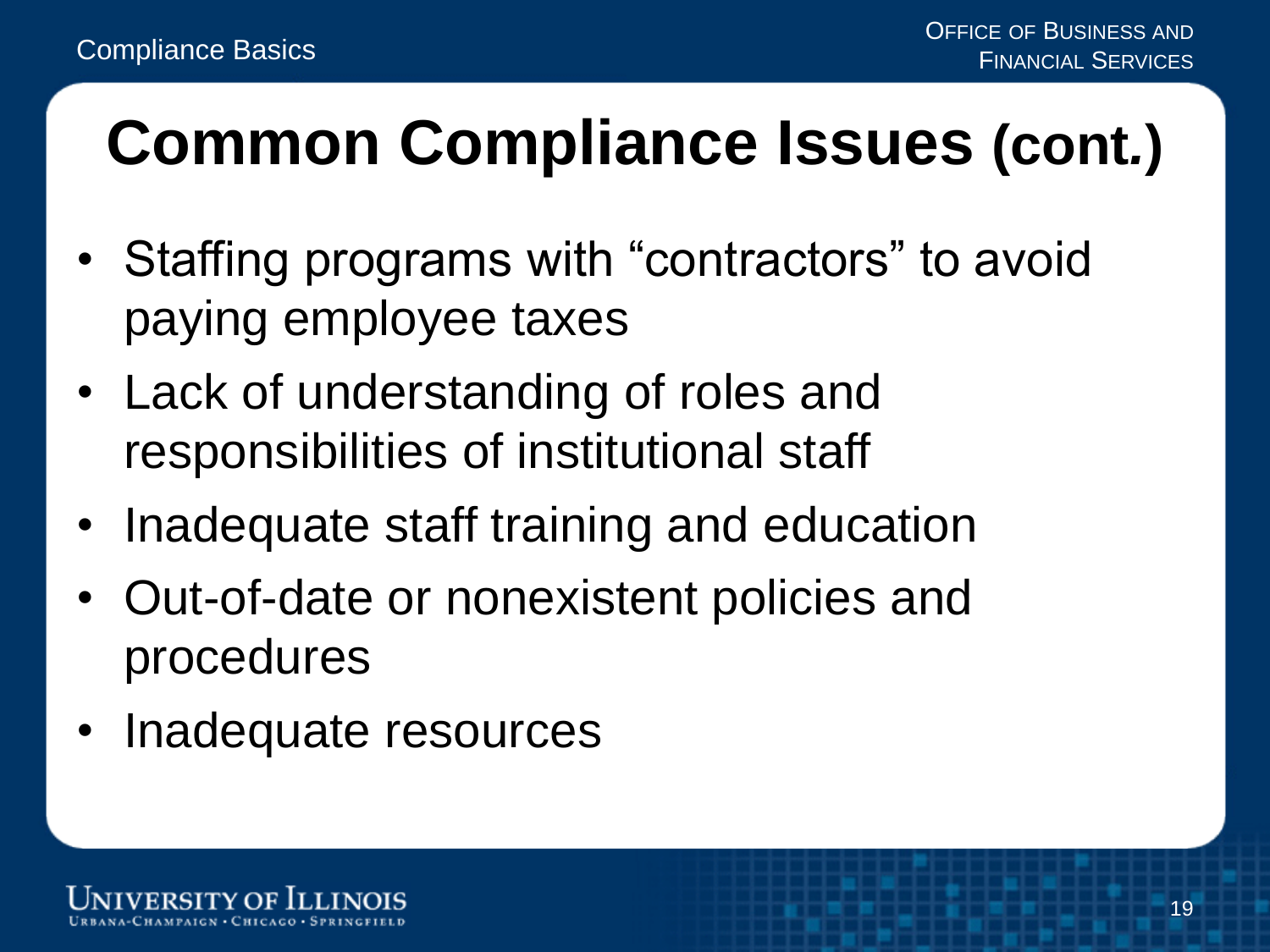# Common Compliance Issues (cont.)

- Staffing programs with “contractors” to avoid paying employee taxes
- Lack of understanding of roles and responsibilities of institutional staff
- Inadequate staff training and education
- Out-of-date or nonexistent policies and procedures
- Inadequate resources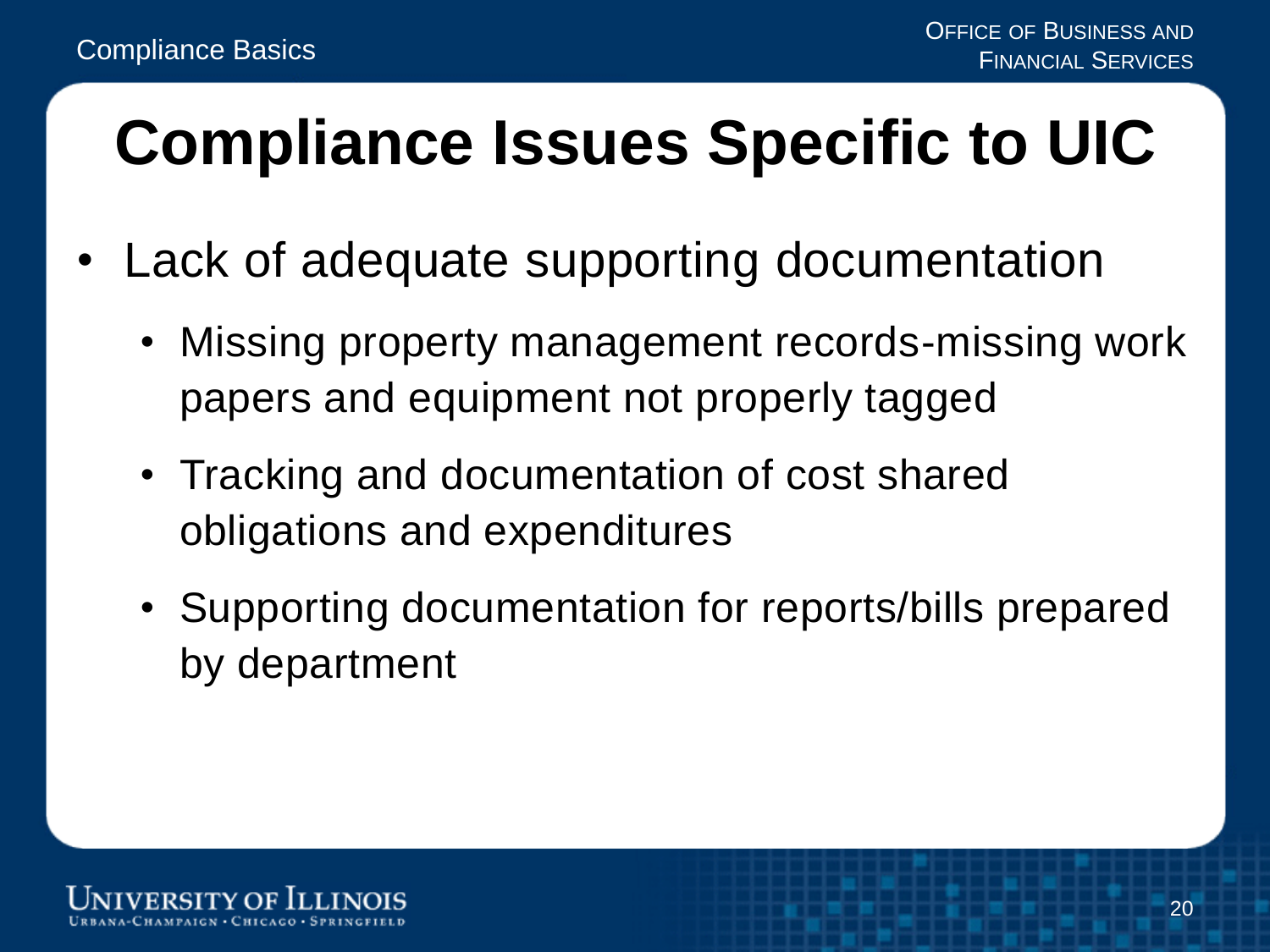# Compliance Issues Specific to UIC

- Lack of adequate supporting documentation
  - Missing property management records-missing work papers and equipment not properly tagged
  - Tracking and documentation of cost shared obligations and expenditures
  - Supporting documentation for reports/bills prepared by department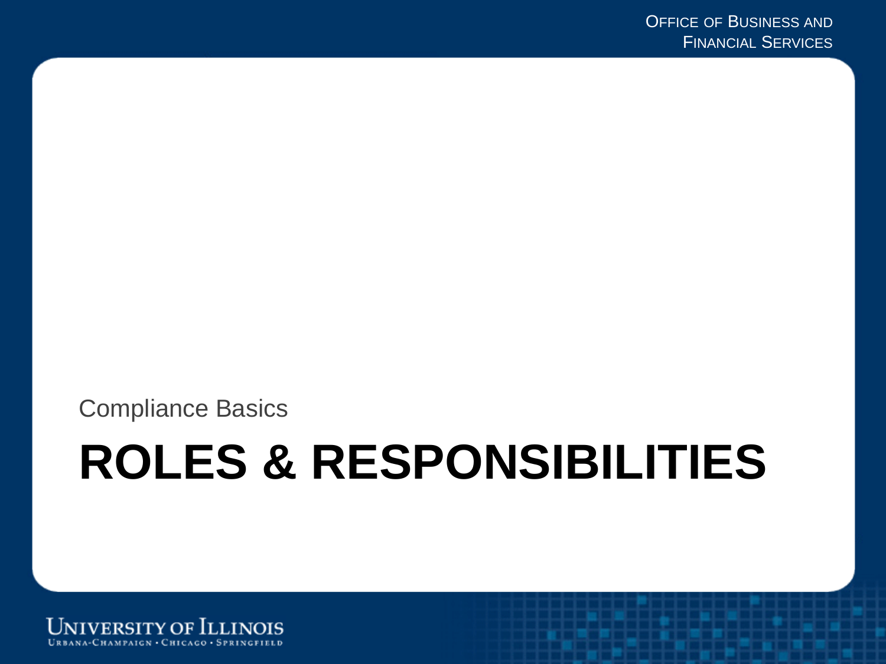Compliance Basics

# ROLES & RESPONSIBILITIES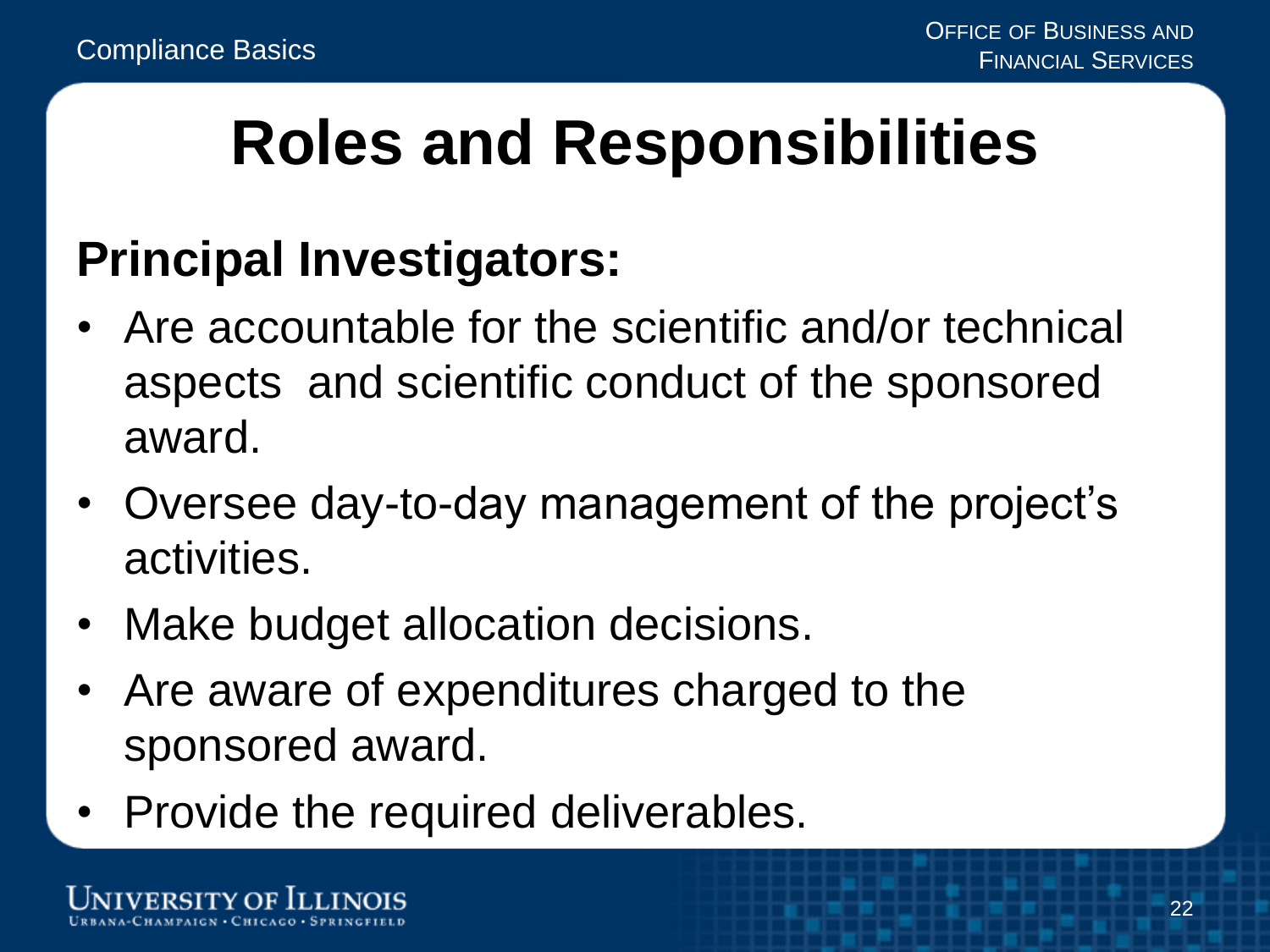# Roles and Responsibilities

## Principal Investigators:

- Are accountable for the scientific and/or technical aspects and scientific conduct of the sponsored award.
- Oversee day-to-day management of the project's activities.
- Make budget allocation decisions.
- Are aware of expenditures charged to the sponsored award.
- Provide the required deliverables.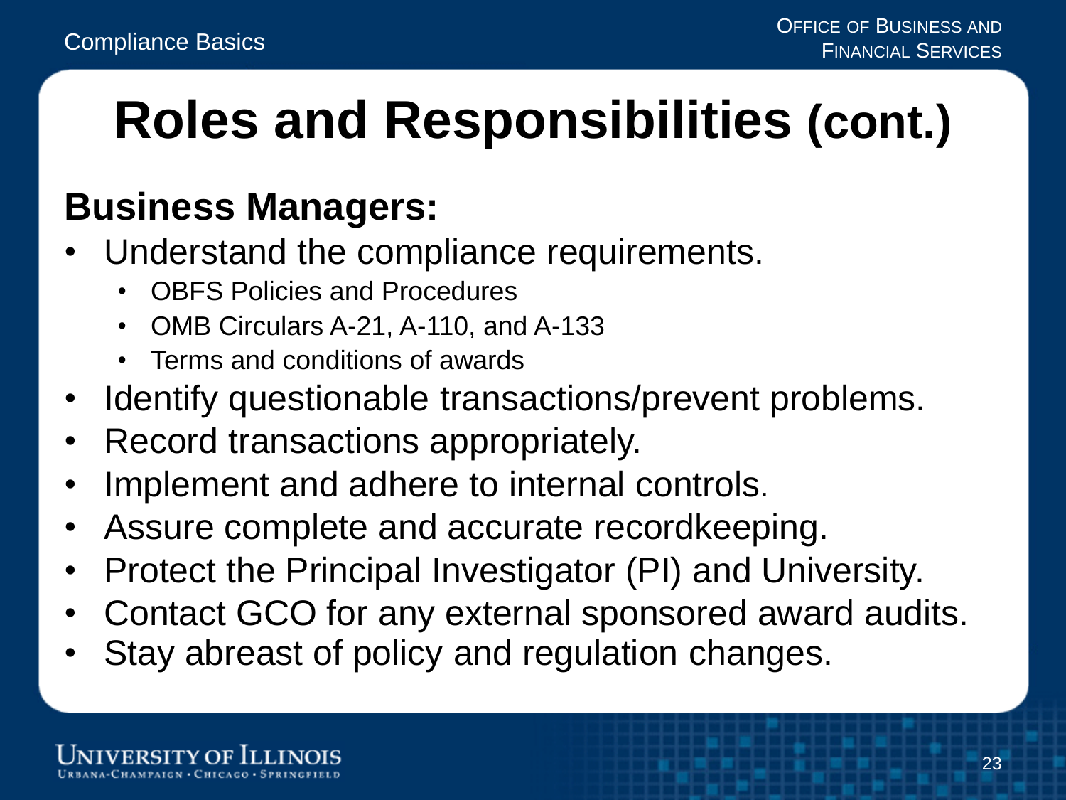# Roles and Responsibilities (cont.)

## Business Managers:

- Understand the compliance requirements.
  - OBFS Policies and Procedures
  - OMB Circulars A-21, A-110, and A-133
  - Terms and conditions of awards
- Identify questionable transactions/prevent problems.
- Record transactions appropriately.
- Implement and adhere to internal controls.
- Assure complete and accurate recordkeeping.
- Protect the Principal Investigator (PI) and University.
- Contact GCO for any external sponsored award audits.
- Stay abreast of policy and regulation changes.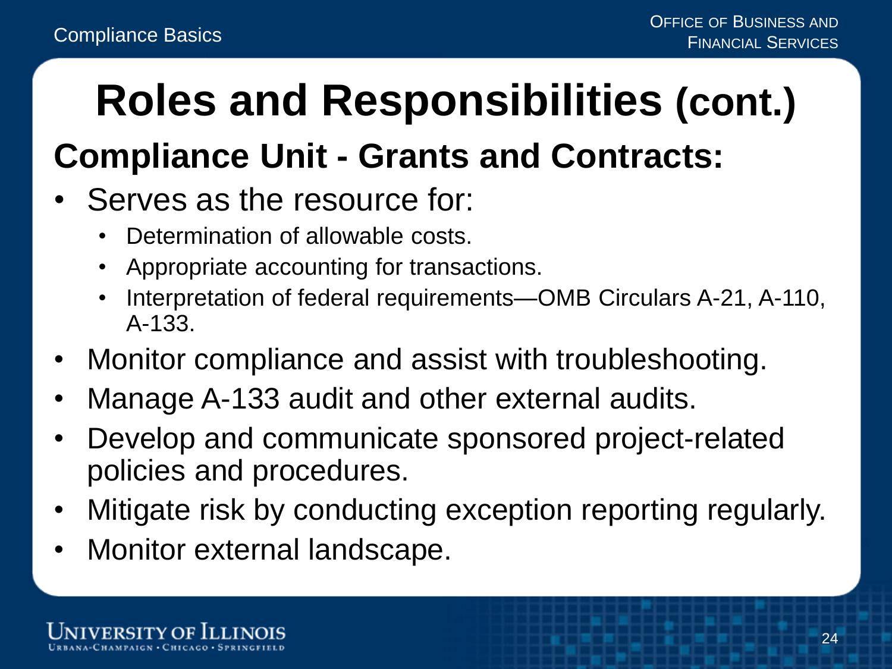# Roles and Responsibilities (cont.)

## Compliance Unit - Grants and Contracts:

- Serves as the resource for:
  - Determination of allowable costs.
  - Appropriate accounting for transactions.
  - Interpretation of federal requirements—OMB Circulars A-21, A-110, A-133.
- Monitor compliance and assist with troubleshooting.
- Manage A-133 audit and other external audits.
- Develop and communicate sponsored project-related policies and procedures.
- Mitigate risk by conducting exception reporting regularly.
- Monitor external landscape.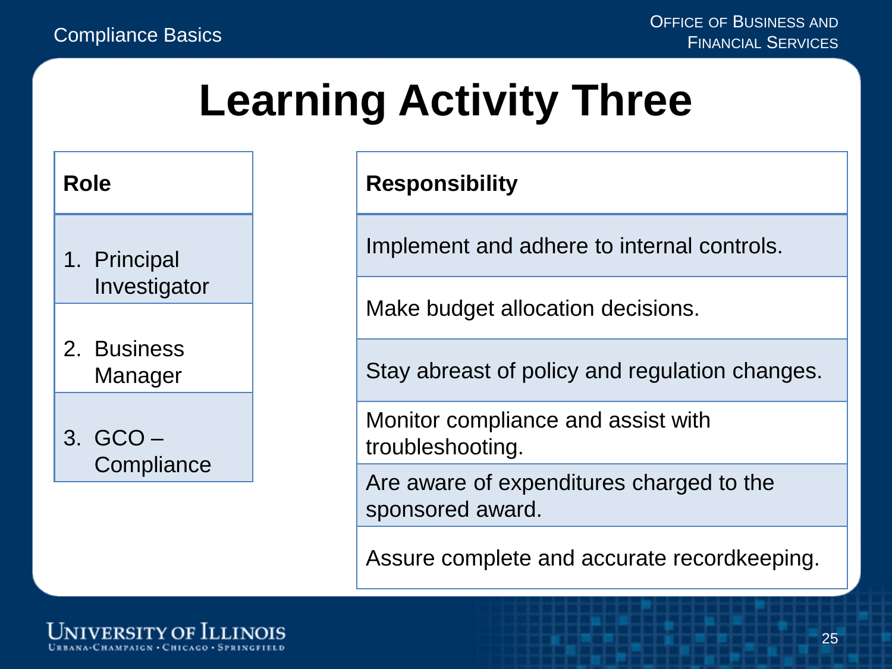# Learning Activity Three

| Role |
|---|
| 1. Principal Investigator |
| 2. Business Manager |
| 3. GCO – Compliance |

| Responsibility |
|---|
| Implement and adhere to internal controls. |
| Make budget allocation decisions. |
| Stay abreast of policy and regulation changes. |
| Monitor compliance and assist with troubleshooting. |
| Are aware of expenditures charged to the sponsored award. |
| Assure complete and accurate recordkeeping. |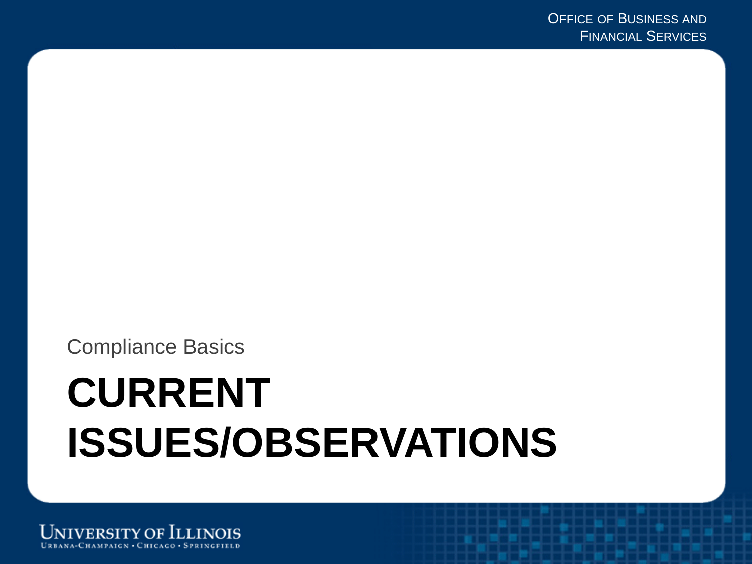Compliance Basics

# CURRENT ISSUES/OBSERVATIONS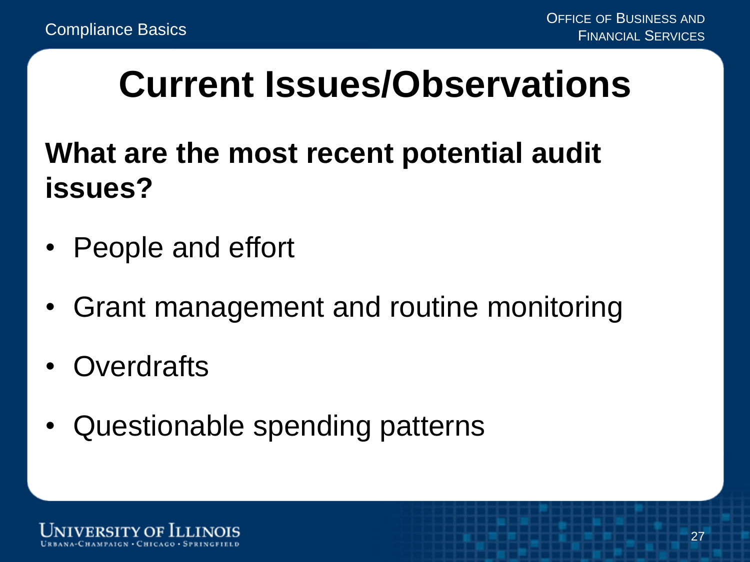# Current Issues/Observations

## What are the most recent potential audit issues?

- People and effort
- Grant management and routine monitoring
- Overdrafts
- Questionable spending patterns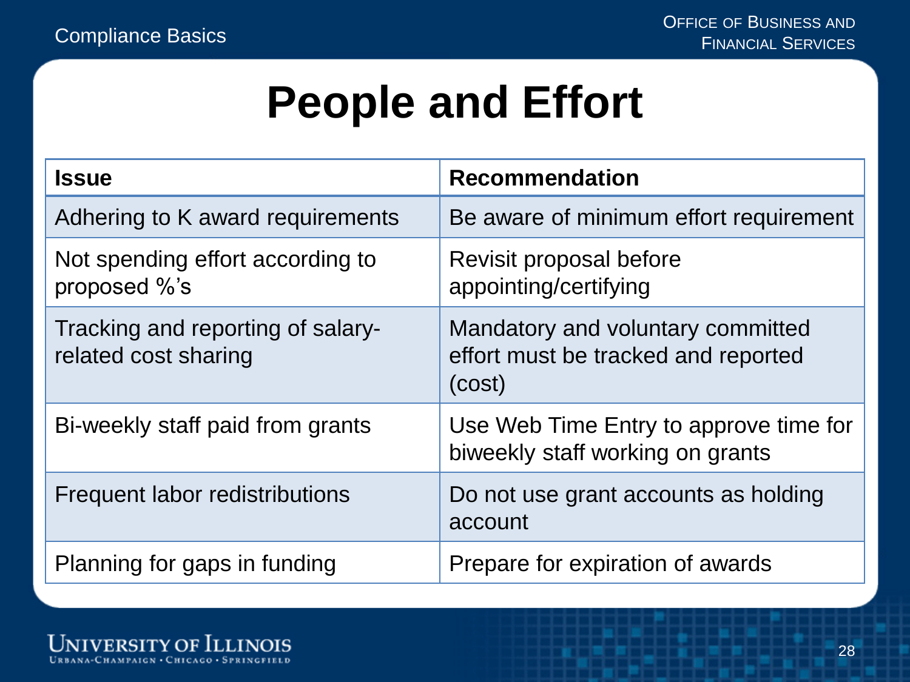# People and Effort

| Issue | Recommendation |
|---|---|
| Adhering to K award requirements | Be aware of minimum effort requirement |
| Not spending effort according to proposed %'s | Revisit proposal before appointing/certifying |
| Tracking and reporting of salary-related cost sharing | Mandatory and voluntary committed effort must be tracked and reported (cost) |
| Bi-weekly staff paid from grants | Use Web Time Entry to approve time for biweekly staff working on grants |
| Frequent labor redistributions | Do not use grant accounts as holding account |
| Planning for gaps in funding | Prepare for expiration of awards |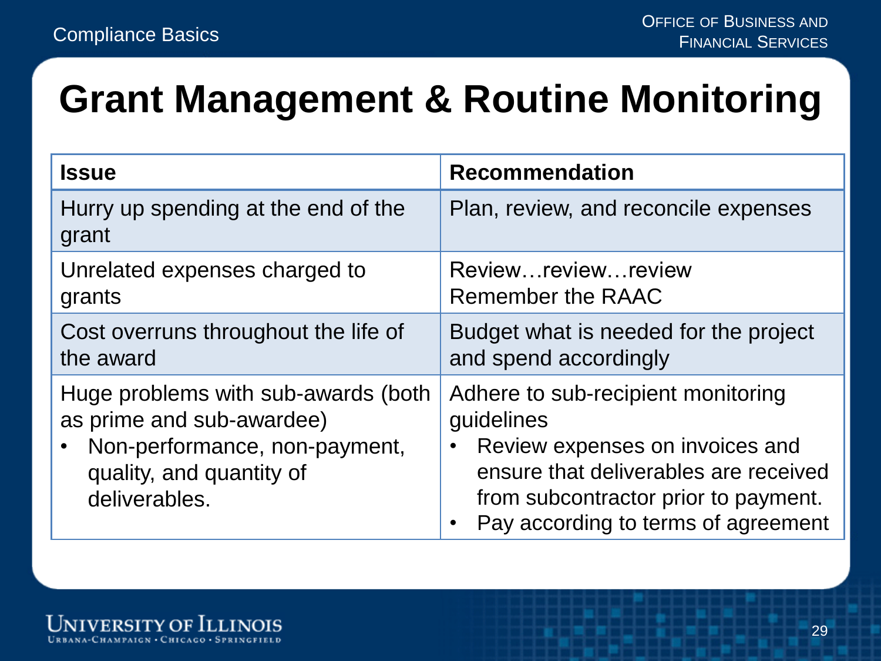# Grant Management & Routine Monitoring

| Issue | Recommendation |
|---|---|
| Hurry up spending at the end of the grant | Plan, review, and reconcile expenses |
| Unrelated expenses charged to grants | Review…review…review<br>Remember the RAAC |
| Cost overruns throughout the life of the award | Budget what is needed for the project and spend accordingly |
| Huge problems with sub-awards (both as prime and sub-awardee)<br>• Non-performance, non-payment, quality, and quantity of deliverables. | Adhere to sub-recipient monitoring guidelines<br>• Review expenses on invoices and ensure that deliverables are received from subcontractor prior to payment.<br>• Pay according to terms of agreement |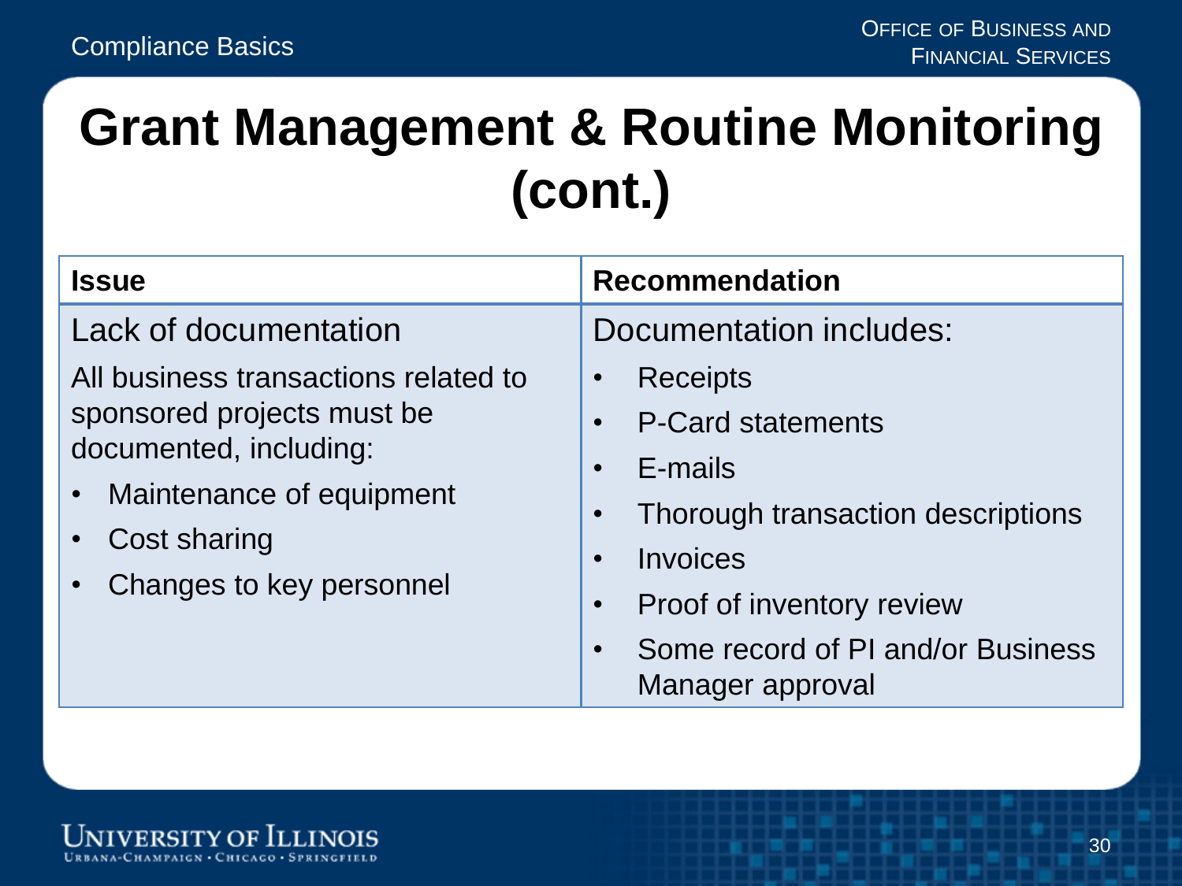# Grant Management & Routine Monitoring (cont.)

| Issue | Recommendation |
| --- | --- |
| Lack of documentation<br><br>All business transactions related to sponsored projects must be documented, including:<br>• Maintenance of equipment<br>• Cost sharing<br>• Changes to key personnel | Documentation includes:<br>• Receipts<br>• P-Card statements<br>• E-mails<br>• Thorough transaction descriptions<br>• Invoices<br>• Proof of inventory review<br>• Some record of PI and/or Business Manager approval |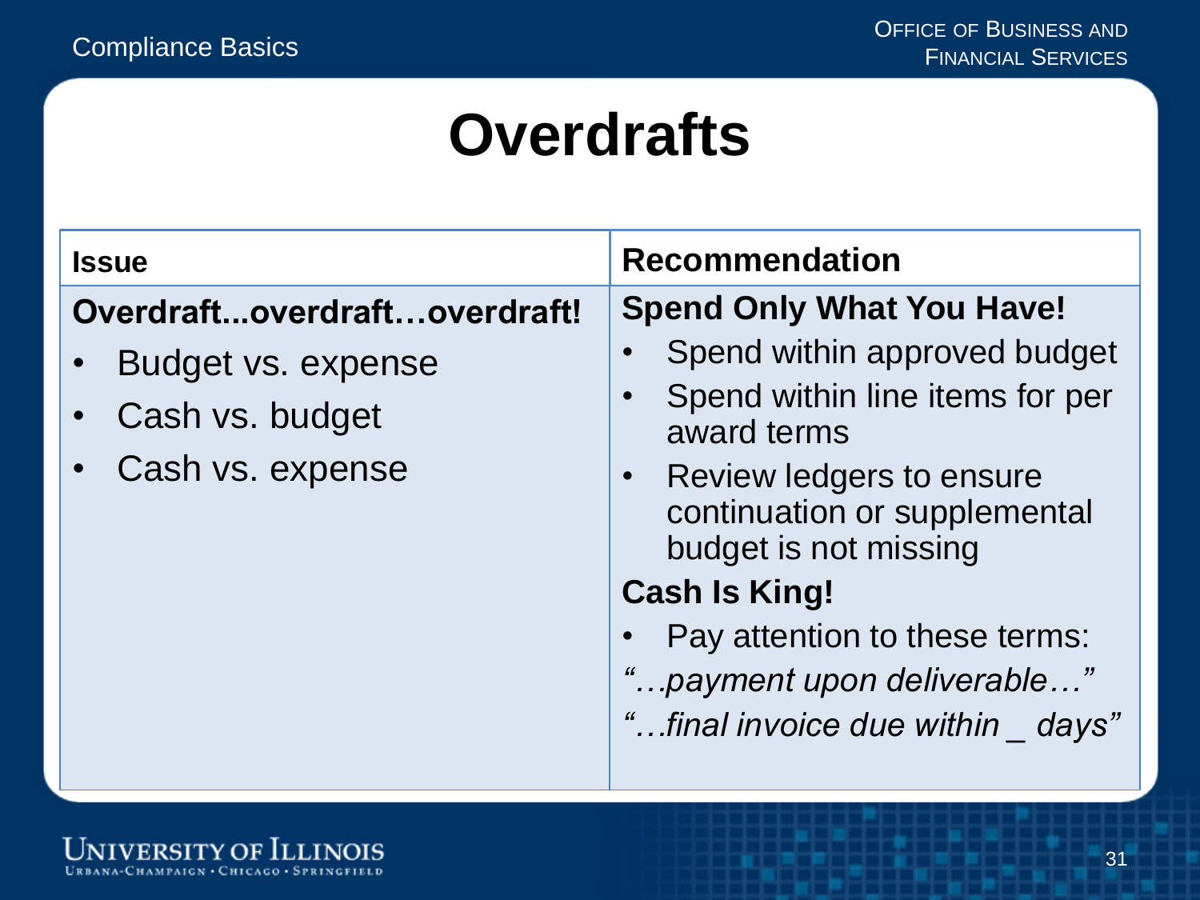# Overdrafts

| Issue | Recommendation |
|---|---|
| **Overdraft...overdraft…overdraft!**<br>• Budget vs. expense<br>• Cash vs. budget<br>• Cash vs. expense | **Spend Only What You Have!**<br>• Spend within approved budget<br>• Spend within line items for per award terms<br>• Review ledgers to ensure continuation or supplemental budget is not missing<br>**Cash Is King!**<br>• Pay attention to these terms:<br>*"…payment upon deliverable…"*<br>*"…final invoice due within _ days"* |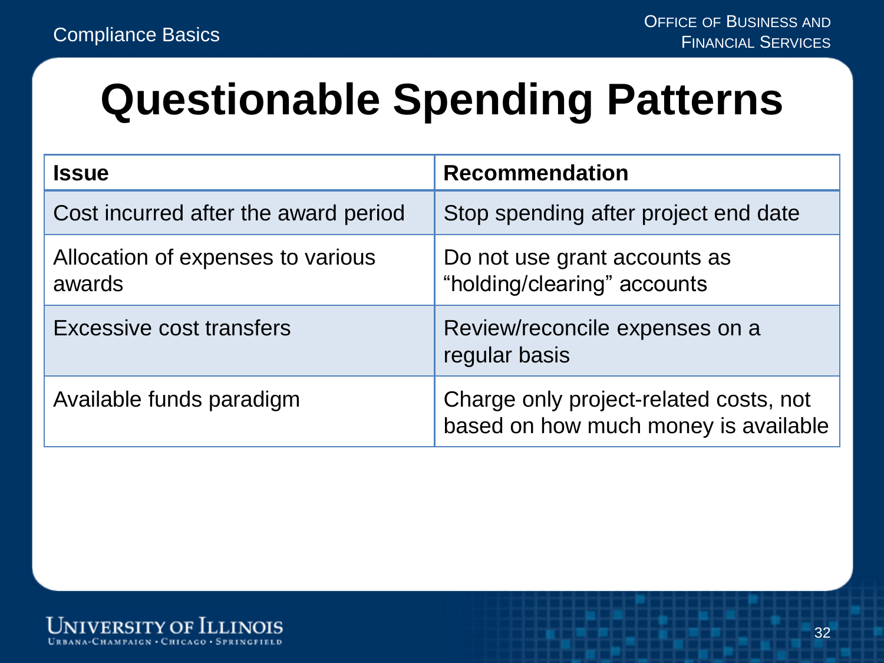# Questionable Spending Patterns

| Issue | Recommendation |
| --- | --- |
| Cost incurred after the award period | Stop spending after project end date |
| Allocation of expenses to various awards | Do not use grant accounts as “holding/clearing” accounts |
| Excessive cost transfers | Review/reconcile expenses on a regular basis |
| Available funds paradigm | Charge only project-related costs, not based on how much money is available |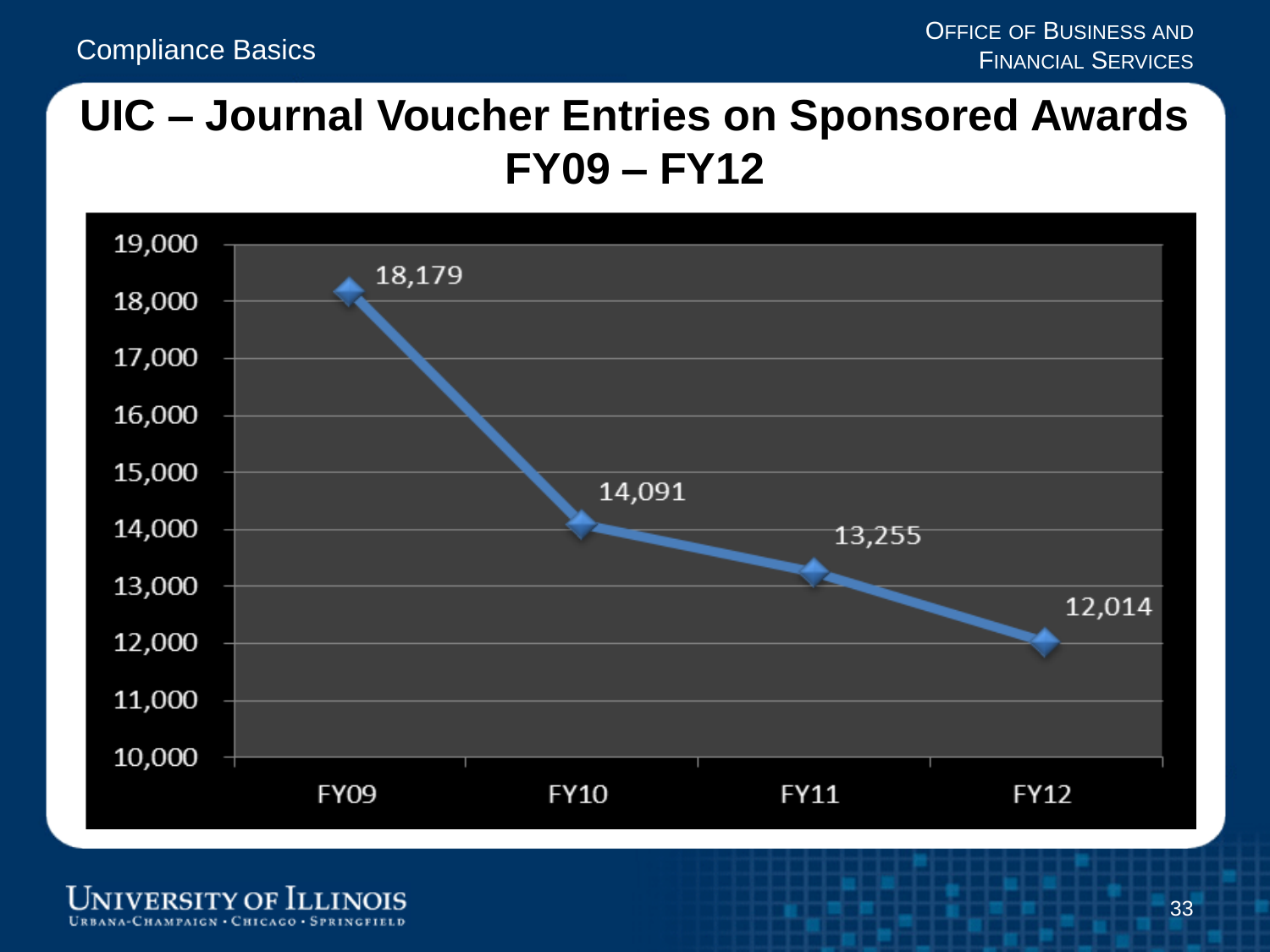# UIC – Journal Voucher Entries on Sponsored Awards FY09 – FY12

| Fiscal Year | Journal Voucher Entries |
| --- | --- |
| FY09 | 18,179 |
| FY10 | 14,091 |
| FY11 | 13,255 |
| FY12 | 12,014 |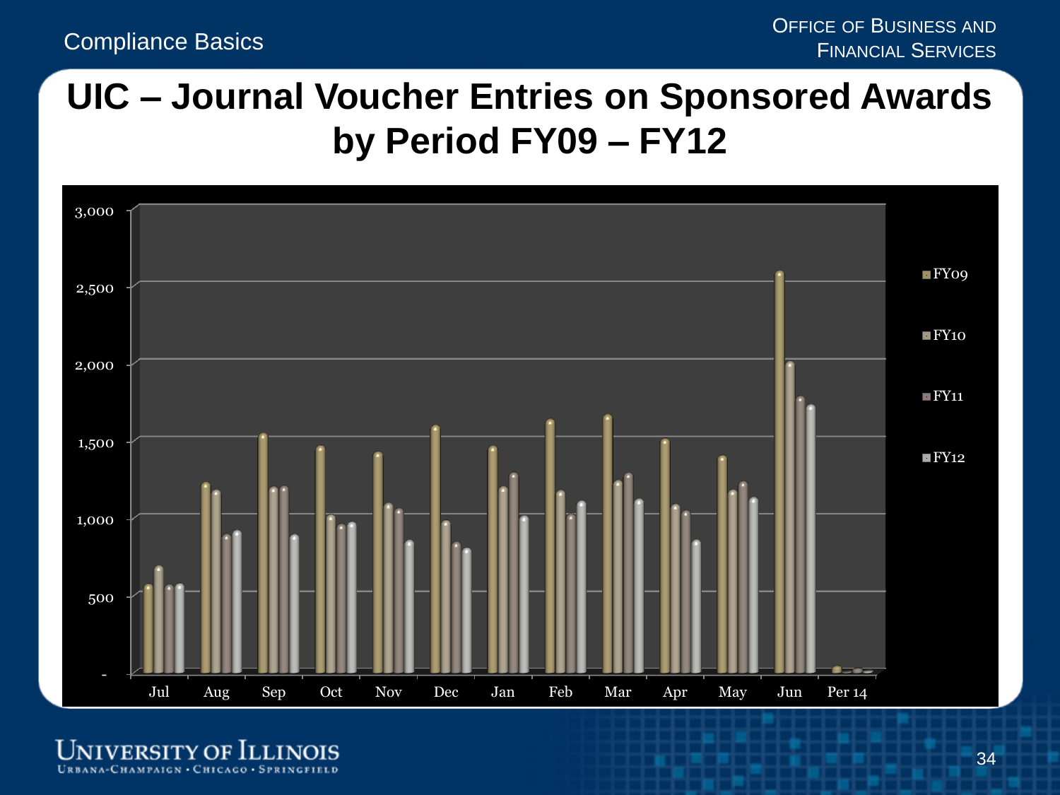Compliance Basics

Office of Business and Financial Services

# UIC – Journal Voucher Entries on Sponsored Awards by Period FY09 – FY12

| Period | FY09 | FY10 | FY11 | FY12 |
|---|---|---|---|---|
| Jul | 560 | 680 | 560 | 560 |
| Aug | 1,220 | 1,170 | 880 | 900 |
| Sep | 1,540 | 1,190 | 1,190 | 880 |
| Oct | 1,460 | 1,010 | 950 | 960 |
| Nov | 1,420 | 1,080 | 1,050 | 840 |
| Dec | 1,590 | 970 | 830 | 790 |
| Jan | 1,450 | 1,190 | 1,280 | 1,000 |
| Feb | 1,630 | 1,160 | 1,010 | 1,100 |
| Mar | 1,660 | 1,230 | 1,280 | 1,110 |
| Apr | 1,500 | 1,070 | 1,030 | 840 |
| May | 1,390 | 1,160 | 1,220 | 1,120 |
| Jun | 2,580 | 2,000 | 1,770 | 1,720 |
| Per 14 | 40 | 10 | 25 | 15 |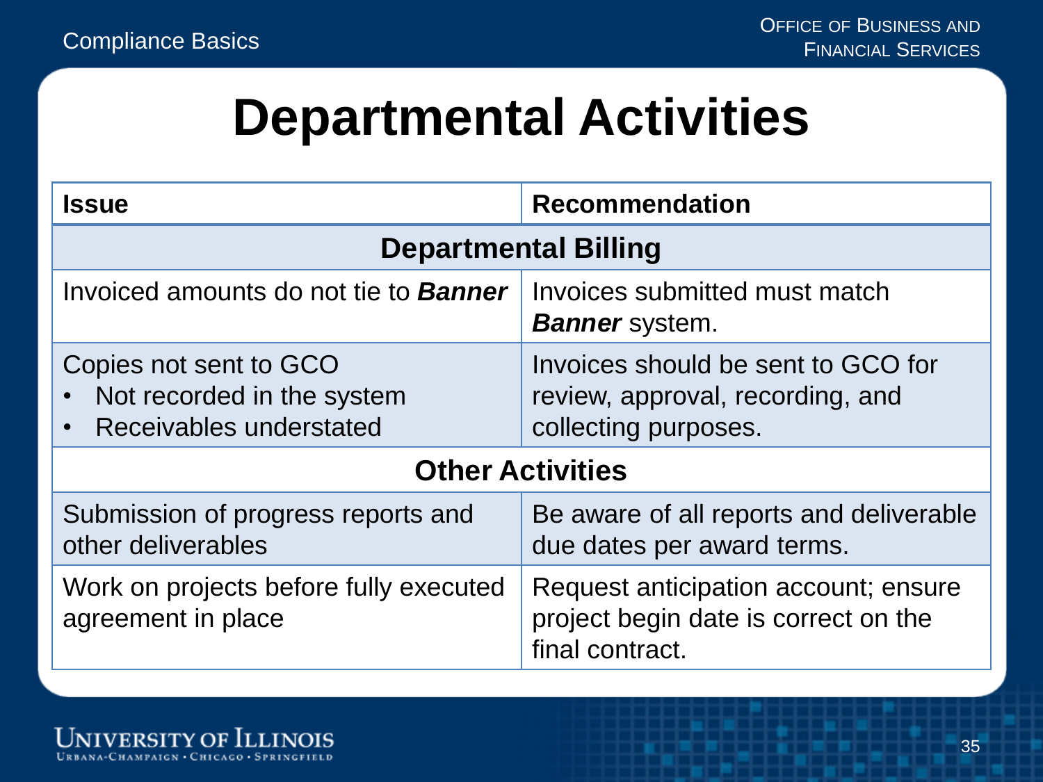# Departmental Activities

| Issue | Recommendation |
| --- | --- |
| **Departmental Billing** | |
| Invoiced amounts do not tie to ***Banner*** | Invoices submitted must match ***Banner*** system. |
| Copies not sent to GCO<br>• Not recorded in the system<br>• Receivables understated | Invoices should be sent to GCO for review, approval, recording, and collecting purposes. |
| **Other Activities** | |
| Submission of progress reports and other deliverables | Be aware of all reports and deliverable due dates per award terms. |
| Work on projects before fully executed agreement in place | Request anticipation account; ensure project begin date is correct on the final contract. |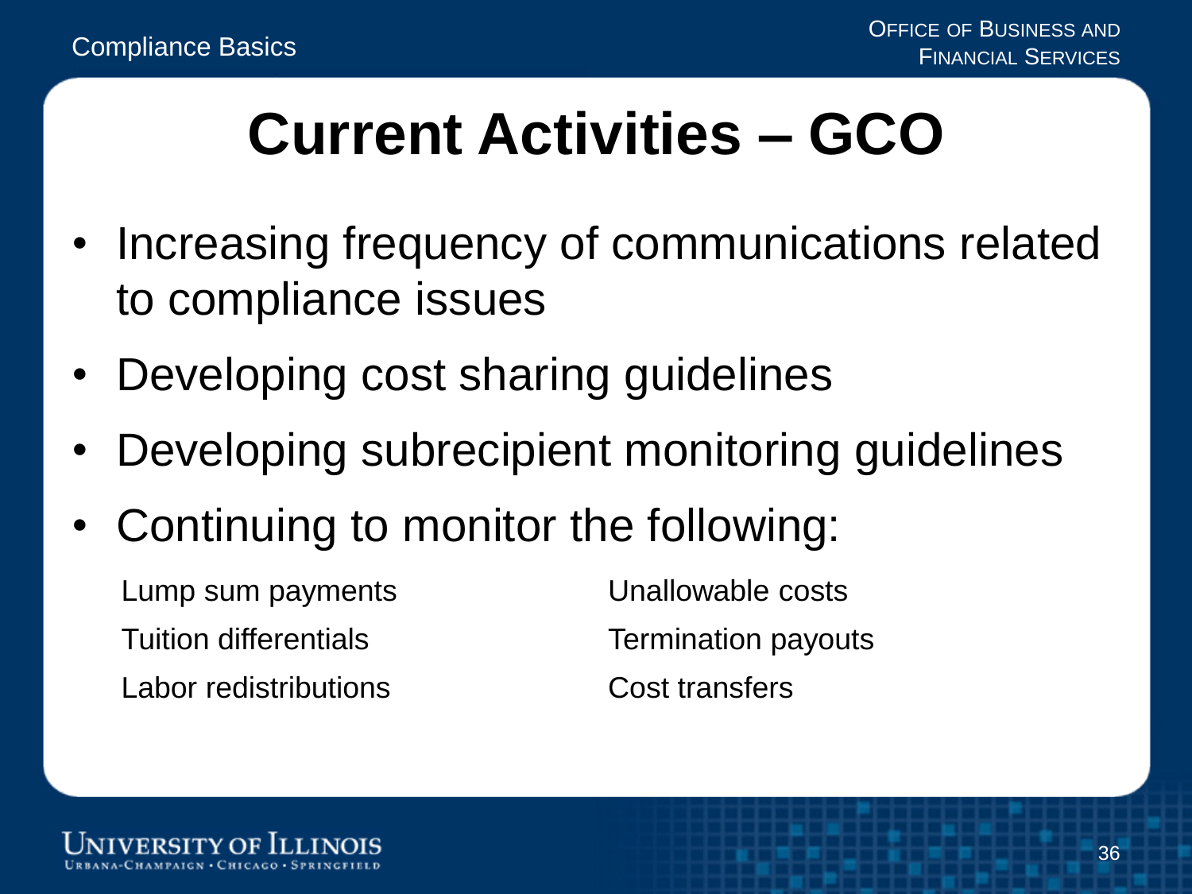# Current Activities – GCO

- Increasing frequency of communications related to compliance issues
- Developing cost sharing guidelines
- Developing subrecipient monitoring guidelines
- Continuing to monitor the following:

  Lump sum payments
  Tuition differentials
  Labor redistributions
  Unallowable costs
  Termination payouts
  Cost transfers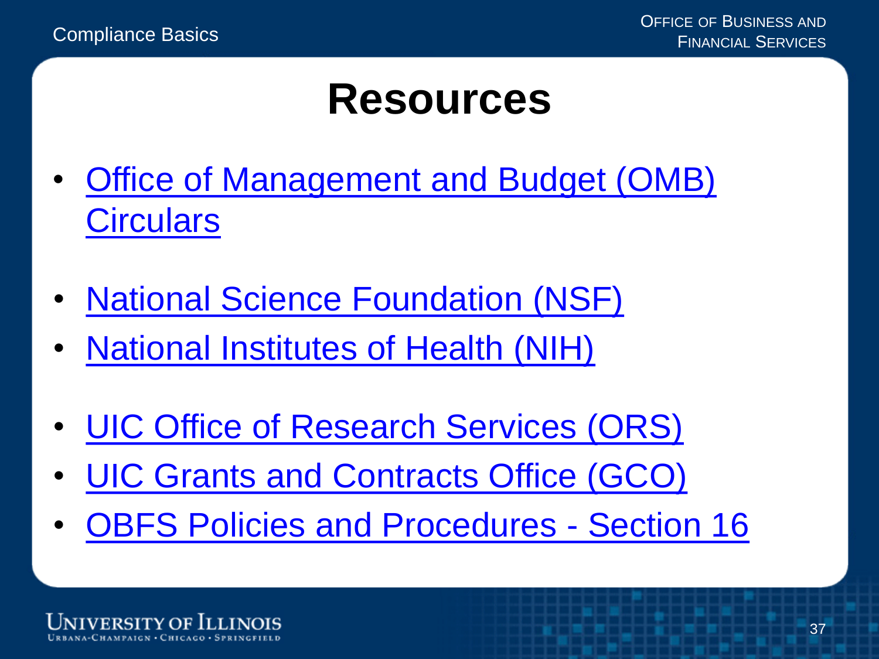# Resources

- Office of Management and Budget (OMB) Circulars

- National Science Foundation (NSF)
- National Institutes of Health (NIH)

- UIC Office of Research Services (ORS)
- UIC Grants and Contracts Office (GCO)
- OBFS Policies and Procedures - Section 16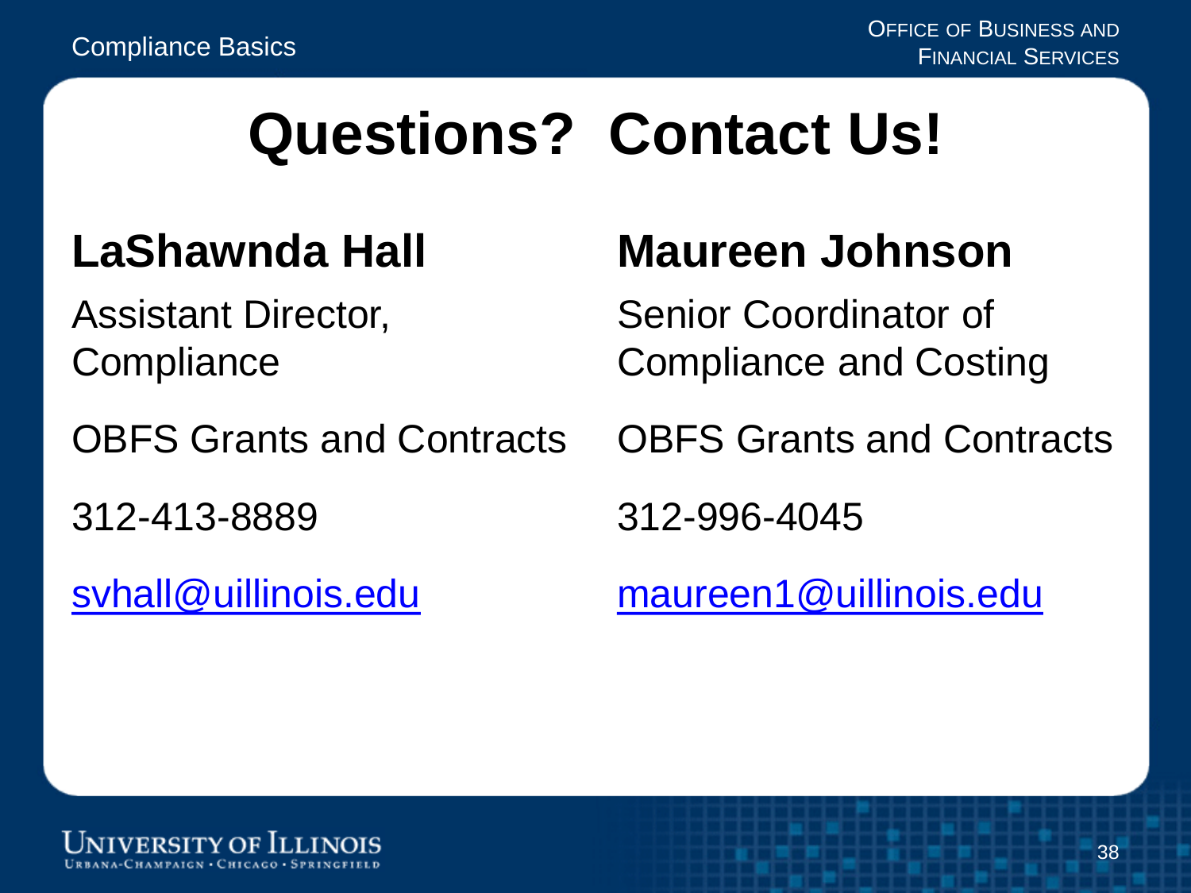# Questions? Contact Us!

## LaShawnda Hall

Assistant Director, Compliance

OBFS Grants and Contracts

312-413-8889

svhall@uillinois.edu

## Maureen Johnson

Senior Coordinator of Compliance and Costing

OBFS Grants and Contracts

312-996-4045

maureen1@uillinois.edu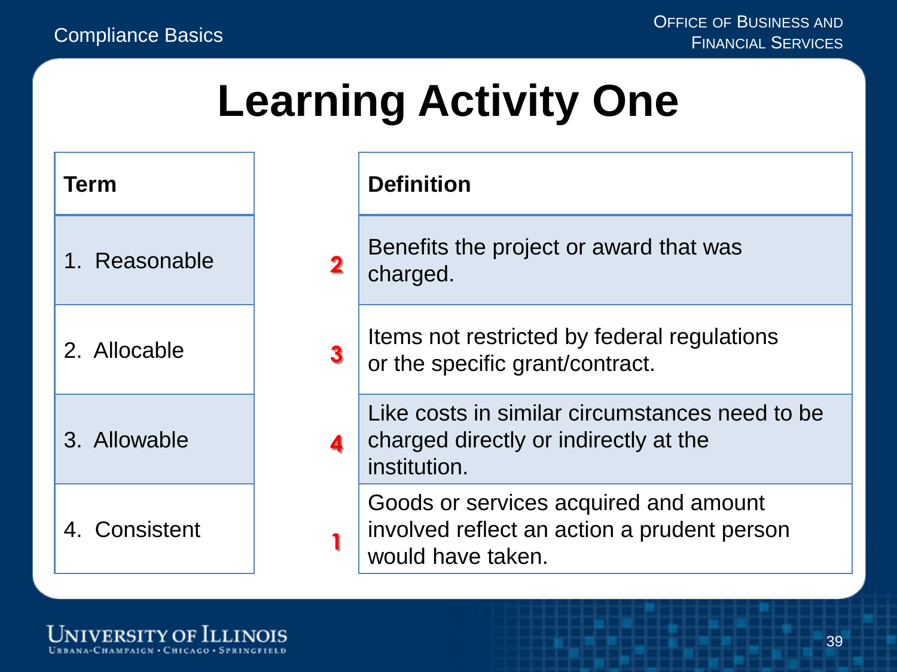# Learning Activity One

| Term | | Definition |
|---|---|---|
| 1. Reasonable | 2 | Benefits the project or award that was charged. |
| 2. Allocable | 3 | Items not restricted by federal regulations or the specific grant/contract. |
| 3. Allowable | 4 | Like costs in similar circumstances need to be charged directly or indirectly at the institution. |
| 4. Consistent | 1 | Goods or services acquired and amount involved reflect an action a prudent person would have taken. |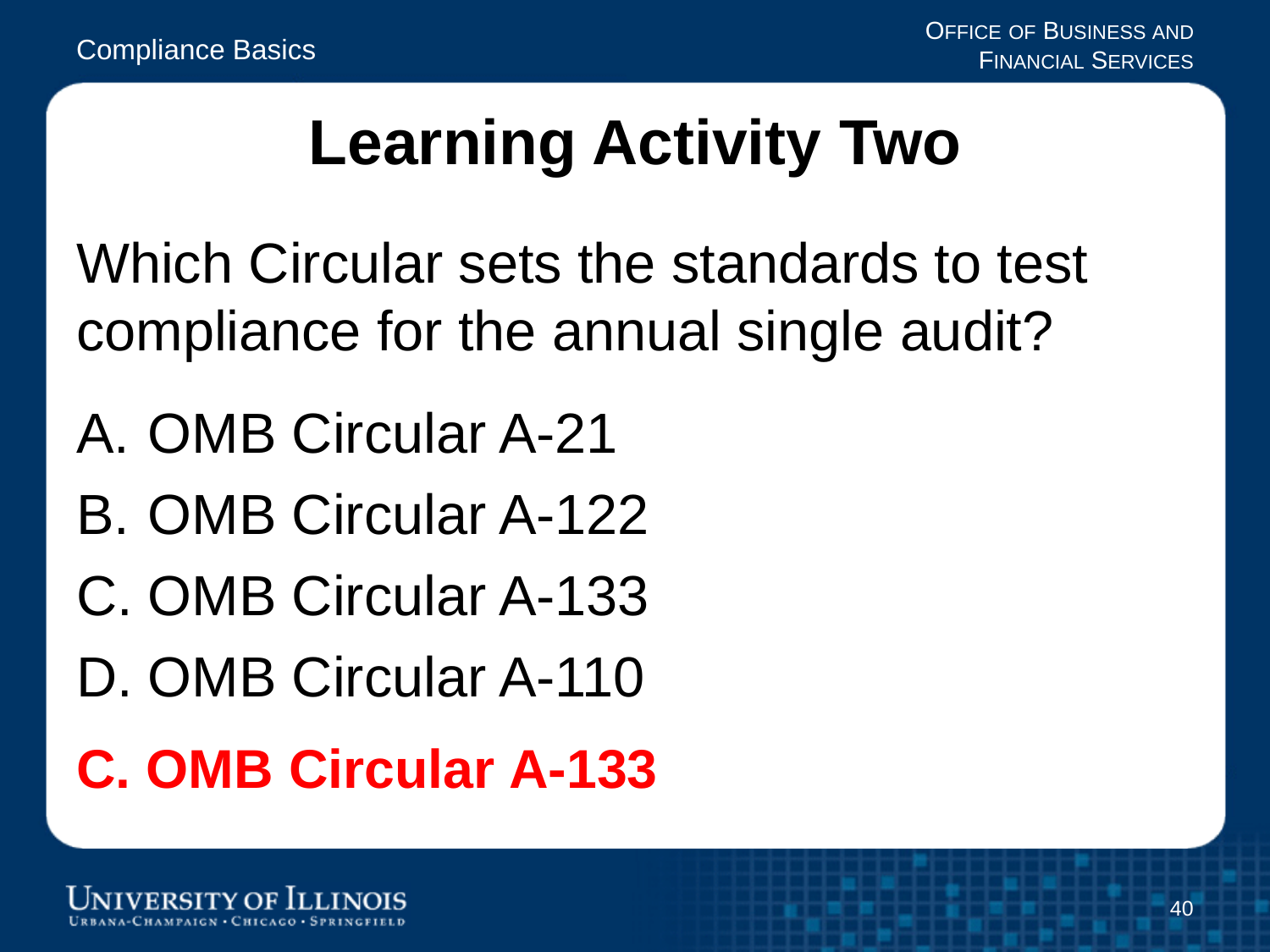# Learning Activity Two

Which Circular sets the standards to test compliance for the annual single audit?

A. OMB Circular A-21

B. OMB Circular A-122

C. OMB Circular A-133

D. OMB Circular A-110

**C. OMB Circular A-133**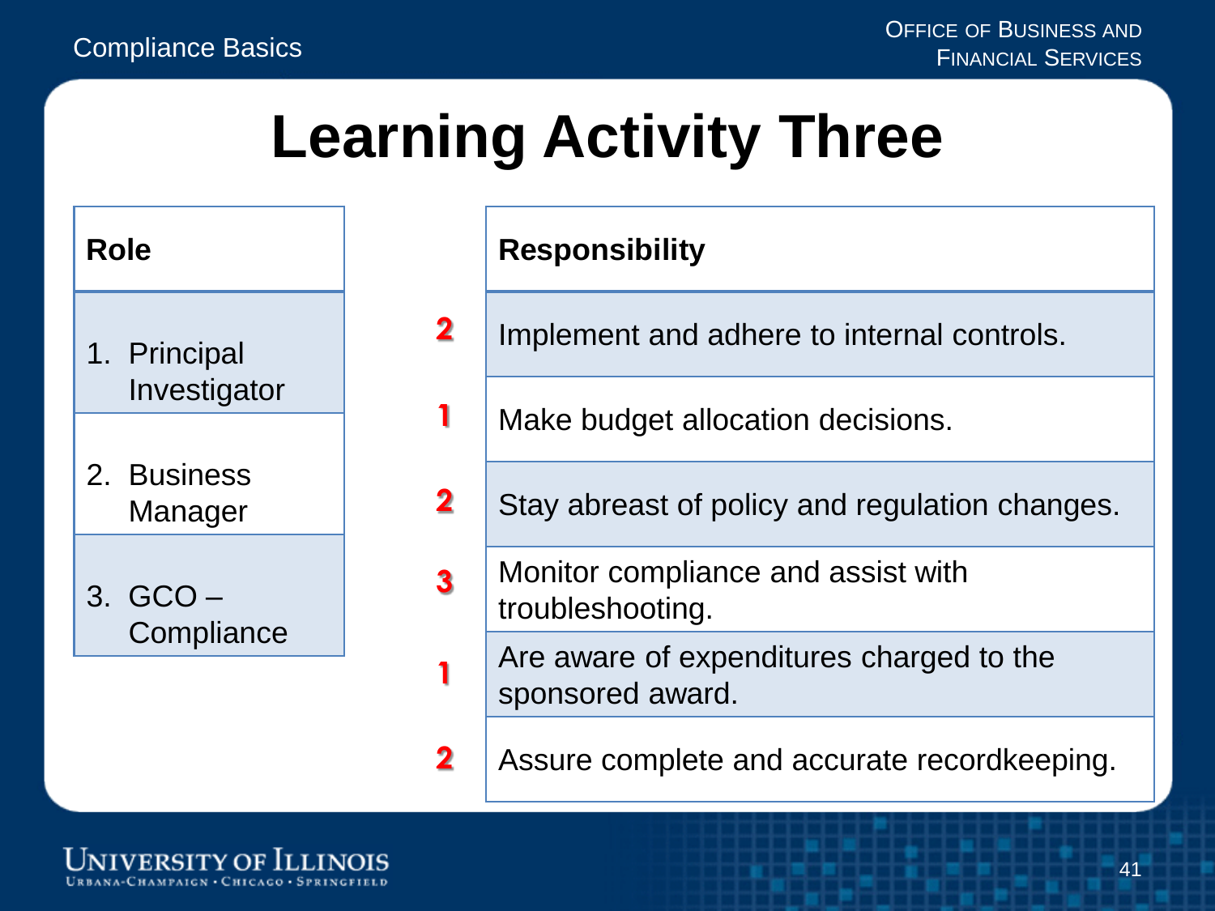# Learning Activity Three

| Role |
| --- |
| 1. Principal Investigator |
| 2. Business Manager |
| 3. GCO – Compliance |

| | Responsibility |
| --- | --- |
| 2 | Implement and adhere to internal controls. |
| 1 | Make budget allocation decisions. |
| 2 | Stay abreast of policy and regulation changes. |
| 3 | Monitor compliance and assist with troubleshooting. |
| 1 | Are aware of expenditures charged to the sponsored award. |
| 2 | Assure complete and accurate recordkeeping. |